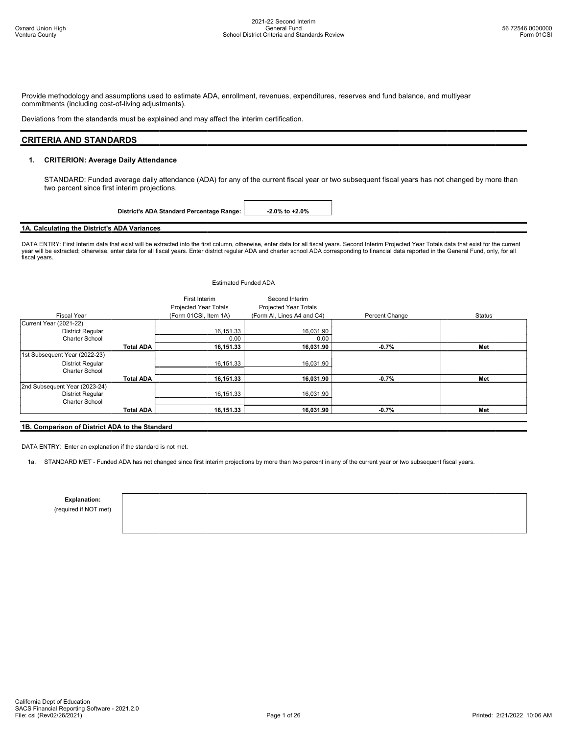Provide methodology and assumptions used to estimate ADA, enrollment, revenues, expenditures, reserves and fund balance, and multiyear commitments (including cost-of-living adjustments).

Deviations from the standards must be explained and may affect the interim certification.

## CRITERIA AND STANDARDS

### 1. CRITERION: Average Daily Attendance

STANDARD: Funded average daily attendance (ADA) for any of the current fiscal year or two subsequent fiscal years has not changed by more than two percent since first interim projections.

**District's ADA Standard Percentage Range:** **-2.0% to +2.0%**

### 1A. Calculating the District's ADA Variances

DATA ENTRY: First Interim data that exist will be extracted into the first column, otherwise, enter data for all fiscal years. Second Interim Projected Year Totals data that exist for the current year will be extracted; otherwise, enter data for all fiscal years. Enter district regular ADA and charter school ADA corresponding to financial data reported in the General Fund, only, for all fiscal years.

| | | Estimated Funded ADA | | | |
|---|---|---|---|---|---|
| Fiscal Year | | First Interim Projected Year Totals (Form 01CSI, Item 1A) | Second Interim Projected Year Totals (Form AI, Lines A4 and C4) | Percent Change | Status |
| Current Year (2021-22) | | | | | |
| District Regular | | 16,151.33 | 16,031.90 | | |
| Charter School | | 0.00 | 0.00 | | |
| | **Total ADA** | **16,151.33** | **16,031.90** | **-0.7%** | **Met** |
| 1st Subsequent Year (2022-23) | | | | | |
| District Regular | | 16,151.33 | 16,031.90 | | |
| Charter School | | | | | |
| | **Total ADA** | **16,151.33** | **16,031.90** | **-0.7%** | **Met** |
| 2nd Subsequent Year (2023-24) | | | | | |
| District Regular | | 16,151.33 | 16,031.90 | | |
| Charter School | | | | | |
| | **Total ADA** | **16,151.33** | **16,031.90** | **-0.7%** | **Met** |

### 1B. Comparison of District ADA to the Standard

DATA ENTRY: Enter an explanation if the standard is not met.

1a. STANDARD MET - Funded ADA has not changed since first interim projections by more than two percent in any of the current year or two subsequent fiscal years.

**Explanation:**
(required if NOT met)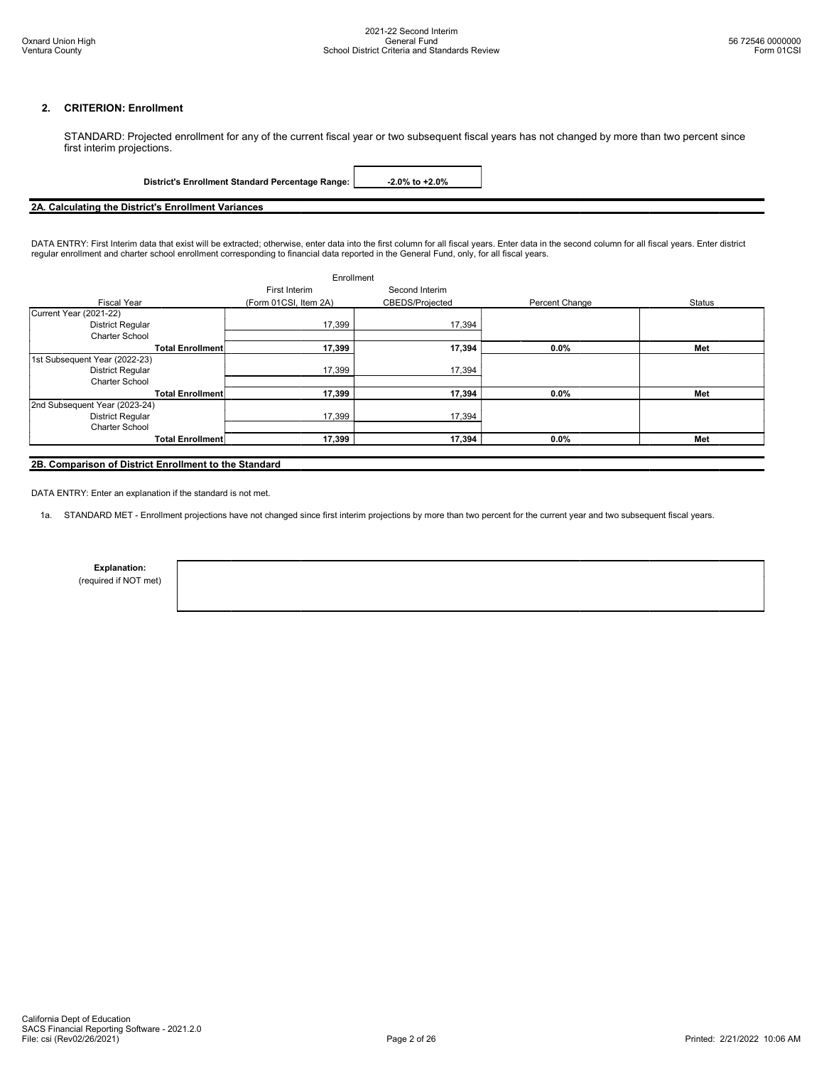## 2. CRITERION: Enrollment

STANDARD: Projected enrollment for any of the current fiscal year or two subsequent fiscal years has not changed by more than two percent since first interim projections.

**District's Enrollment Standard Percentage Range:** **-2.0% to +2.0%**

### 2A. Calculating the District's Enrollment Variances

DATA ENTRY: First Interim data that exist will be extracted; otherwise, enter data into the first column for all fiscal years. Enter data in the second column for all fiscal years. Enter district regular enrollment and charter school enrollment corresponding to financial data reported in the General Fund, only, for all fiscal years.

| | Enrollment | | | |
|---|---|---|---|---|
| Fiscal Year | First Interim (Form 01CSI, Item 2A) | Second Interim CBEDS/Projected | Percent Change | Status |
| Current Year (2021-22) | | | | |
| District Regular | 17,399 | 17,394 | | |
| Charter School | | | | |
| **Total Enrollment** | **17,399** | **17,394** | **0.0%** | **Met** |
| 1st Subsequent Year (2022-23) | | | | |
| District Regular | 17,399 | 17,394 | | |
| Charter School | | | | |
| **Total Enrollment** | **17,399** | **17,394** | **0.0%** | **Met** |
| 2nd Subsequent Year (2023-24) | | | | |
| District Regular | 17,399 | 17,394 | | |
| Charter School | | | | |
| **Total Enrollment** | **17,399** | **17,394** | **0.0%** | **Met** |

### 2B. Comparison of District Enrollment to the Standard

DATA ENTRY: Enter an explanation if the standard is not met.

1a. STANDARD MET - Enrollment projections have not changed since first interim projections by more than two percent for the current year and two subsequent fiscal years.

**Explanation:**
(required if NOT met)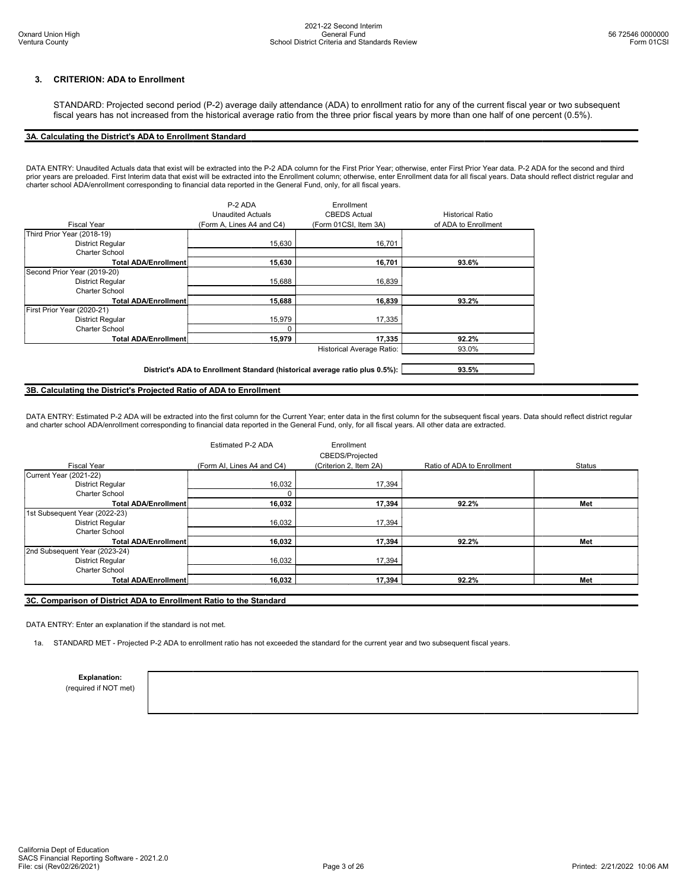## 3. CRITERION: ADA to Enrollment

STANDARD: Projected second period (P-2) average daily attendance (ADA) to enrollment ratio for any of the current fiscal year or two subsequent fiscal years has not increased from the historical average ratio from the three prior fiscal years by more than one half of one percent (0.5%).

### 3A. Calculating the District's ADA to Enrollment Standard

DATA ENTRY: Unaudited Actuals data that exist will be extracted into the P-2 ADA column for the First Prior Year; otherwise, enter First Prior Year data. P-2 ADA for the second and third prior years are preloaded. First Interim data that exist will be extracted into the Enrollment column; otherwise, enter Enrollment data for all fiscal years. Data should reflect district regular and charter school ADA/enrollment corresponding to financial data reported in the General Fund, only, for all fiscal years.

| Fiscal Year | P-2 ADA Unaudited Actuals (Form A, Lines A4 and C4) | Enrollment CBEDS Actual (Form 01CSI, Item 3A) | Historical Ratio of ADA to Enrollment |
|---|---|---|---|
| Third Prior Year (2018-19) | | | |
| District Regular | 15,630 | 16,701 | |
| Charter School | | | |
| **Total ADA/Enrollment** | **15,630** | **16,701** | **93.6%** |
| Second Prior Year (2019-20) | | | |
| District Regular | 15,688 | 16,839 | |
| Charter School | | | |
| **Total ADA/Enrollment** | **15,688** | **16,839** | **93.2%** |
| First Prior Year (2020-21) | | | |
| District Regular | 15,979 | 17,335 | |
| Charter School | 0 | | |
| **Total ADA/Enrollment** | **15,979** | **17,335** | **92.2%** |
| | | Historical Average Ratio: | 93.0% |

**District's ADA to Enrollment Standard (historical average ratio plus 0.5%): 93.5%**

### 3B. Calculating the District's Projected Ratio of ADA to Enrollment

DATA ENTRY: Estimated P-2 ADA will be extracted into the first column for the Current Year; enter data in the first column for the subsequent fiscal years. Data should reflect district regular and charter school ADA/enrollment corresponding to financial data reported in the General Fund, only, for all fiscal years. All other data are extracted.

| Fiscal Year | Estimated P-2 ADA (Form AI, Lines A4 and C4) | Enrollment CBEDS/Projected (Criterion 2, Item 2A) | Ratio of ADA to Enrollment | Status |
|---|---|---|---|---|
| Current Year (2021-22) | | | | |
| District Regular | 16,032 | 17,394 | | |
| Charter School | 0 | | | |
| **Total ADA/Enrollment** | **16,032** | **17,394** | **92.2%** | **Met** |
| 1st Subsequent Year (2022-23) | | | | |
| District Regular | 16,032 | 17,394 | | |
| Charter School | | | | |
| **Total ADA/Enrollment** | **16,032** | **17,394** | **92.2%** | **Met** |
| 2nd Subsequent Year (2023-24) | | | | |
| District Regular | 16,032 | 17,394 | | |
| Charter School | | | | |
| **Total ADA/Enrollment** | **16,032** | **17,394** | **92.2%** | **Met** |

### 3C. Comparison of District ADA to Enrollment Ratio to the Standard

DATA ENTRY: Enter an explanation if the standard is not met.

1a. STANDARD MET - Projected P-2 ADA to enrollment ratio has not exceeded the standard for the current year and two subsequent fiscal years.

**Explanation:**
(required if NOT met)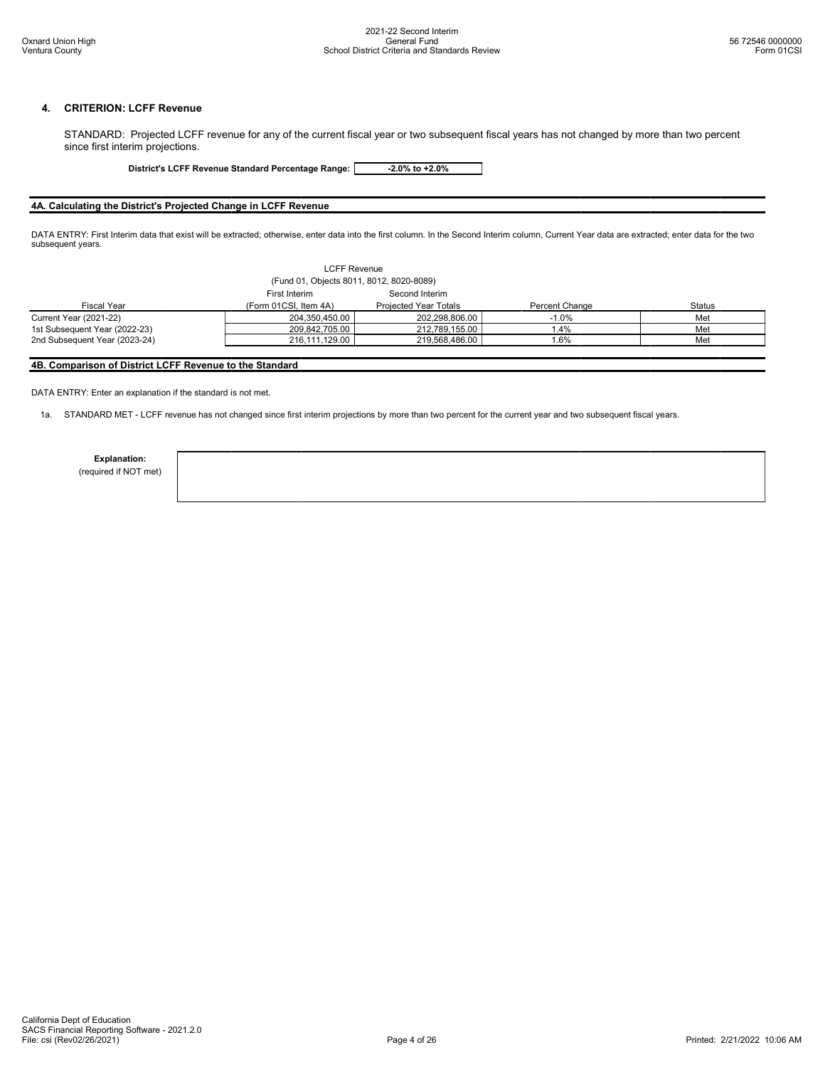## 4. CRITERION: LCFF Revenue

STANDARD: Projected LCFF revenue for any of the current fiscal year or two subsequent fiscal years has not changed by more than two percent since first interim projections.

**District's LCFF Revenue Standard Percentage Range:** **-2.0% to +2.0%**

### 4A. Calculating the District's Projected Change in LCFF Revenue

DATA ENTRY: First Interim data that exist will be extracted; otherwise, enter data into the first column. In the Second Interim column, Current Year data are extracted; enter data for the two subsequent years.

| | LCFF Revenue (Fund 01, Objects 8011, 8012, 8020-8089) | | | |
|---|---|---|---|---|
| Fiscal Year | First Interim (Form 01CSI, Item 4A) | Second Interim Projected Year Totals | Percent Change | Status |
| Current Year (2021-22) | 204,350,450.00 | 202,298,806.00 | -1.0% | Met |
| 1st Subsequent Year (2022-23) | 209,842,705.00 | 212,789,155.00 | 1.4% | Met |
| 2nd Subsequent Year (2023-24) | 216,111,129.00 | 219,568,486.00 | 1.6% | Met |

### 4B. Comparison of District LCFF Revenue to the Standard

DATA ENTRY: Enter an explanation if the standard is not met.

1a. STANDARD MET - LCFF revenue has not changed since first interim projections by more than two percent for the current year and two subsequent fiscal years.

**Explanation:**
(required if NOT met)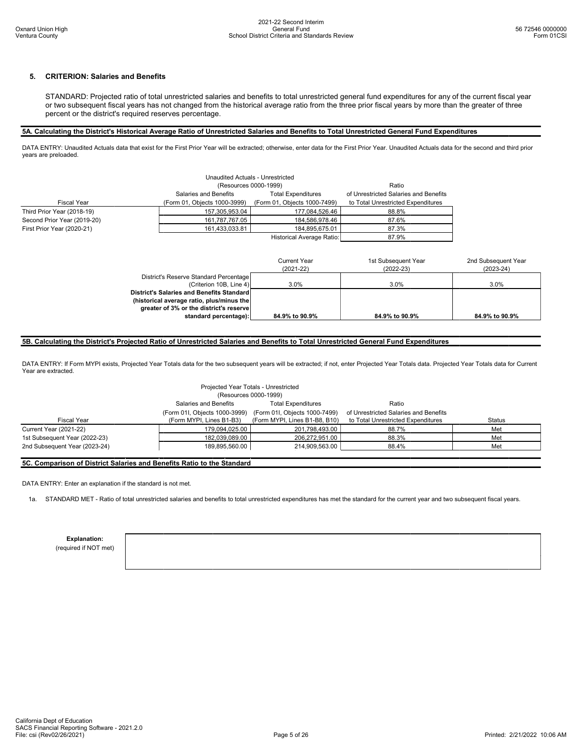## 5. CRITERION: Salaries and Benefits

STANDARD: Projected ratio of total unrestricted salaries and benefits to total unrestricted general fund expenditures for any of the current fiscal year or two subsequent fiscal years has not changed from the historical average ratio from the three prior fiscal years by more than the greater of three percent or the district's required reserves percentage.

### 5A. Calculating the District's Historical Average Ratio of Unrestricted Salaries and Benefits to Total Unrestricted General Fund Expenditures

DATA ENTRY: Unaudited Actuals data that exist for the First Prior Year will be extracted; otherwise, enter data for the First Prior Year. Unaudited Actuals data for the second and third prior years are preloaded.

| | Unaudited Actuals - Unrestricted (Resources 0000-1999) | | |
|---|---|---|---|
| Fiscal Year | Salaries and Benefits (Form 01, Objects 1000-3999) | Total Expenditures (Form 01, Objects 1000-7499) | Ratio of Unrestricted Salaries and Benefits to Total Unrestricted Expenditures |
| Third Prior Year (2018-19) | 157,305,953.04 | 177,084,526.46 | 88.8% |
| Second Prior Year (2019-20) | 161,787,767.05 | 184,586,978.46 | 87.6% |
| First Prior Year (2020-21) | 161,433,033.81 | 184,895,675.01 | 87.3% |
| | | Historical Average Ratio: | 87.9% |

| | Current Year (2021-22) | 1st Subsequent Year (2022-23) | 2nd Subsequent Year (2023-24) |
|---|---|---|---|
| District's Reserve Standard Percentage (Criterion 10B, Line 4) | 3.0% | 3.0% | 3.0% |
| **District's Salaries and Benefits Standard (historical average ratio, plus/minus the greater of 3% or the district's reserve standard percentage):** | **84.9% to 90.9%** | **84.9% to 90.9%** | **84.9% to 90.9%** |

### 5B. Calculating the District's Projected Ratio of Unrestricted Salaries and Benefits to Total Unrestricted General Fund Expenditures

DATA ENTRY: If Form MYPI exists, Projected Year Totals data for the two subsequent years will be extracted; if not, enter Projected Year Totals data. Projected Year Totals data for Current Year are extracted.

| | Projected Year Totals - Unrestricted (Resources 0000-1999) | | | |
|---|---|---|---|---|
| Fiscal Year | Salaries and Benefits (Form 01I, Objects 1000-3999) (Form MYPI, Lines B1-B3) | Total Expenditures (Form 01I, Objects 1000-7499) (Form MYPI, Lines B1-B8, B10) | Ratio of Unrestricted Salaries and Benefits to Total Unrestricted Expenditures | Status |
| Current Year (2021-22) | 179,094,025.00 | 201,798,493.00 | 88.7% | Met |
| 1st Subsequent Year (2022-23) | 182,039,089.00 | 206,272,951.00 | 88.3% | Met |
| 2nd Subsequent Year (2023-24) | 189,895,560.00 | 214,909,563.00 | 88.4% | Met |

### 5C. Comparison of District Salaries and Benefits Ratio to the Standard

DATA ENTRY: Enter an explanation if the standard is not met.

1a. STANDARD MET - Ratio of total unrestricted salaries and benefits to total unrestricted expenditures has met the standard for the current year and two subsequent fiscal years.

**Explanation:**
(required if NOT met)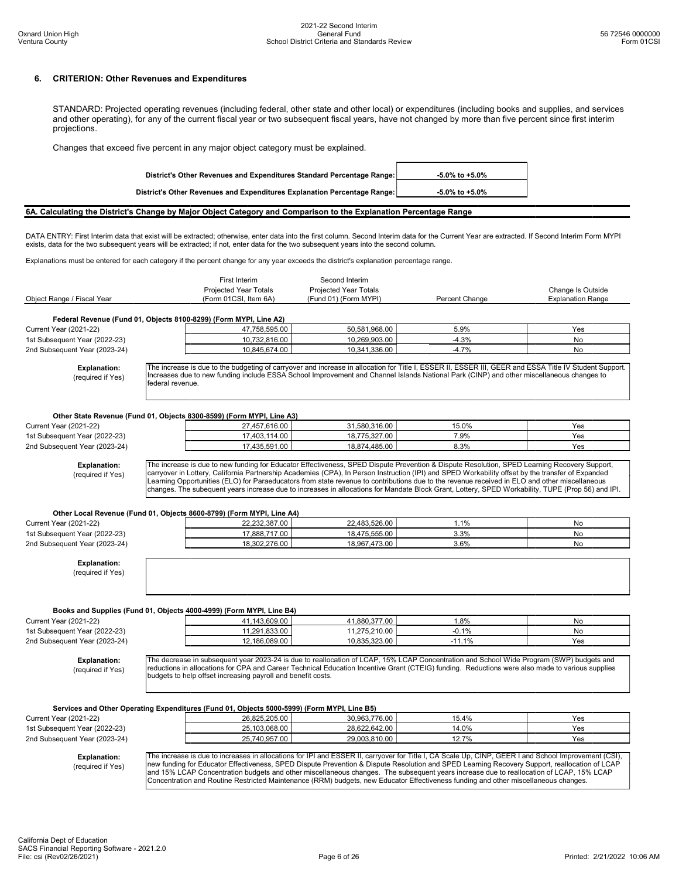## 6. CRITERION: Other Revenues and Expenditures

STANDARD: Projected operating revenues (including federal, other state and other local) or expenditures (including books and supplies, and services and other operating), for any of the current fiscal year or two subsequent fiscal years, have not changed by more than five percent since first interim projections.

Changes that exceed five percent in any major object category must be explained.

| | |
|---|---|
| District's Other Revenues and Expenditures Standard Percentage Range: | -5.0% to +5.0% |
| District's Other Revenues and Expenditures Explanation Percentage Range: | -5.0% to +5.0% |

### 6A. Calculating the District's Change by Major Object Category and Comparison to the Explanation Percentage Range

DATA ENTRY: First Interim data that exist will be extracted; otherwise, enter data into the first column. Second Interim data for the Current Year are extracted. If Second Interim Form MYPI exists, data for the two subsequent years will be extracted; if not, enter data for the two subsequent years into the second column.

Explanations must be entered for each category if the percent change for any year exceeds the district's explanation percentage range.

| Object Range / Fiscal Year | First Interim Projected Year Totals (Form 01CSI, Item 6A) | Second Interim Projected Year Totals (Fund 01) (Form MYPI) | Percent Change | Change Is Outside Explanation Range |
|---|---|---|---|---|
| **Federal Revenue (Fund 01, Objects 8100-8299) (Form MYPI, Line A2)** | | | | |
| Current Year (2021-22) | 47,758,595.00 | 50,581,968.00 | 5.9% | Yes |
| 1st Subsequent Year (2022-23) | 10,732,816.00 | 10,269,903.00 | -4.3% | No |
| 2nd Subsequent Year (2023-24) | 10,845,674.00 | 10,341,336.00 | -4.7% | No |

**Explanation:** (required if Yes)

The increase is due to the budgeting of carryover and increase in allocation for Title I, ESSER II, ESSER III, GEER and ESSA Title IV Student Support. Increases due to new funding include ESSA School Improvement and Channel Islands National Park (CINP) and other miscellaneous changes to federal revenue.

| Object Range / Fiscal Year | First Interim Projected Year Totals (Form 01CSI, Item 6A) | Second Interim Projected Year Totals (Fund 01) (Form MYPI) | Percent Change | Change Is Outside Explanation Range |
|---|---|---|---|---|
| **Other State Revenue (Fund 01, Objects 8300-8599) (Form MYPI, Line A3)** | | | | |
| Current Year (2021-22) | 27,457,616.00 | 31,580,316.00 | 15.0% | Yes |
| 1st Subsequent Year (2022-23) | 17,403,114.00 | 18,775,327.00 | 7.9% | Yes |
| 2nd Subsequent Year (2023-24) | 17,435,591.00 | 18,874,485.00 | 8.3% | Yes |

**Explanation:** (required if Yes)

The increase is due to new funding for Educator Effectiveness, SPED Dispute Prevention & Dispute Resolution, SPED Learning Recovery Support, carryover in Lottery, California Partnership Academies (CPA), In Person Instruction (IPI) and SPED Workability offset by the transfer of Expanded Learning Opportunities (ELO) for Paraeducators from state revenue to contributions due to the revenue received in ELO and other miscellaneous changes. The subequent years increase due to increases in allocations for Mandate Block Grant, Lottery, SPED Workability, TUPE (Prop 56) and IPI.

| Object Range / Fiscal Year | First Interim Projected Year Totals (Form 01CSI, Item 6A) | Second Interim Projected Year Totals (Fund 01) (Form MYPI) | Percent Change | Change Is Outside Explanation Range |
|---|---|---|---|---|
| **Other Local Revenue (Fund 01, Objects 8600-8799) (Form MYPI, Line A4)** | | | | |
| Current Year (2021-22) | 22,232,387.00 | 22,483,526.00 | 1.1% | No |
| 1st Subsequent Year (2022-23) | 17,888,717.00 | 18,475,555.00 | 3.3% | No |
| 2nd Subsequent Year (2023-24) | 18,302,276.00 | 18,967,473.00 | 3.6% | No |

**Explanation:** (required if Yes)

| Object Range / Fiscal Year | First Interim Projected Year Totals (Form 01CSI, Item 6A) | Second Interim Projected Year Totals (Fund 01) (Form MYPI) | Percent Change | Change Is Outside Explanation Range |
|---|---|---|---|---|
| **Books and Supplies (Fund 01, Objects 4000-4999) (Form MYPI, Line B4)** | | | | |
| Current Year (2021-22) | 41,143,609.00 | 41,880,377.00 | 1.8% | No |
| 1st Subsequent Year (2022-23) | 11,291,833.00 | 11,275,210.00 | -0.1% | No |
| 2nd Subsequent Year (2023-24) | 12,186,089.00 | 10,835,323.00 | -11.1% | Yes |

**Explanation:** (required if Yes)

The decrease in subsequent year 2023-24 is due to reallocation of LCAP, 15% LCAP Concentration and School Wide Program (SWP) budgets and reductions in allocations for CPA and Career Technical Education Incentive Grant (CTEIG) funding. Reductions were also made to various supplies budgets to help offset increasing payroll and benefit costs.

| Object Range / Fiscal Year | First Interim Projected Year Totals (Form 01CSI, Item 6A) | Second Interim Projected Year Totals (Fund 01) (Form MYPI) | Percent Change | Change Is Outside Explanation Range |
|---|---|---|---|---|
| **Services and Other Operating Expenditures (Fund 01, Objects 5000-5999) (Form MYPI, Line B5)** | | | | |
| Current Year (2021-22) | 26,825,205.00 | 30,963,776.00 | 15.4% | Yes |
| 1st Subsequent Year (2022-23) | 25,103,068.00 | 28,622,642.00 | 14.0% | Yes |
| 2nd Subsequent Year (2023-24) | 25,740,957.00 | 29,003,810.00 | 12.7% | Yes |

**Explanation:** (required if Yes)

The increase is due to increases in allocations for IPI and ESSER II, carryover for Title I, CA Scale Up, CINP, GEER I and School Improvement (CSI), new funding for Educator Effectiveness, SPED Dispute Prevention & Dispute Resolution and SPED Learning Recovery Support, reallocation of LCAP and 15% LCAP Concentration budgets and other miscellaneous changes. The subsequent years increase due to reallocation of LCAP, 15% LCAP Concentration and Routine Restricted Maintenance (RRM) budgets, new Educator Effectiveness funding and other miscellaneous changes.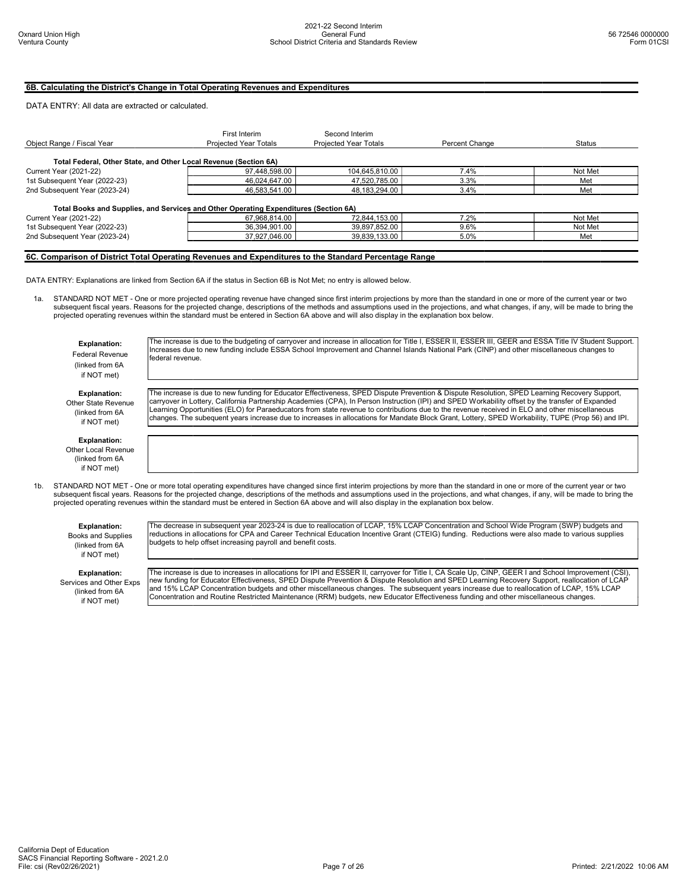## 6B. Calculating the District's Change in Total Operating Revenues and Expenditures

DATA ENTRY: All data are extracted or calculated.

| Object Range / Fiscal Year | First Interim Projected Year Totals | Second Interim Projected Year Totals | Percent Change | Status |
|---|---|---|---|---|
| **Total Federal, Other State, and Other Local Revenue (Section 6A)** | | | | |
| Current Year (2021-22) | 97,448,598.00 | 104,645,810.00 | 7.4% | Not Met |
| 1st Subsequent Year (2022-23) | 46,024,647.00 | 47,520,785.00 | 3.3% | Met |
| 2nd Subsequent Year (2023-24) | 46,583,541.00 | 48,183,294.00 | 3.4% | Met |
| **Total Books and Supplies, and Services and Other Operating Expenditures (Section 6A)** | | | | |
| Current Year (2021-22) | 67,968,814.00 | 72,844,153.00 | 7.2% | Not Met |
| 1st Subsequent Year (2022-23) | 36,394,901.00 | 39,897,852.00 | 9.6% | Not Met |
| 2nd Subsequent Year (2023-24) | 37,927,046.00 | 39,839,133.00 | 5.0% | Met |

## 6C. Comparison of District Total Operating Revenues and Expenditures to the Standard Percentage Range

DATA ENTRY: Explanations are linked from Section 6A if the status in Section 6B is Not Met; no entry is allowed below.

1a. STANDARD NOT MET - One or more projected operating revenue have changed since first interim projections by more than the standard in one or more of the current year or two subsequent fiscal years. Reasons for the projected change, descriptions of the methods and assumptions used in the projections, and what changes, if any, will be made to bring the projected operating revenues within the standard must be entered in Section 6A above and will also display in the explanation box below.

**Explanation:** Federal Revenue (linked from 6A if NOT met)

The increase is due to the budgeting of carryover and increase in allocation for Title I, ESSER II, ESSER III, GEER and ESSA Title IV Student Support. Increases due to new funding include ESSA School Improvement and Channel Islands National Park (CINP) and other miscellaneous changes to federal revenue.

**Explanation:** Other State Revenue (linked from 6A if NOT met)

The increase is due to new funding for Educator Effectiveness, SPED Dispute Prevention & Dispute Resolution, SPED Learning Recovery Support, carryover in Lottery, California Partnership Academies (CPA), In Person Instruction (IPI) and SPED Workability offset by the transfer of Expanded Learning Opportunities (ELO) for Paraeducators from state revenue to contributions due to the revenue received in ELO and other miscellaneous changes. The subequent years increase due to increases in allocations for Mandate Block Grant, Lottery, SPED Workability, TUPE (Prop 56) and IPI.

**Explanation:** Other Local Revenue (linked from 6A if NOT met)

1b. STANDARD NOT MET - One or more total operating expenditures have changed since first interim projections by more than the standard in one or more of the current year or two subsequent fiscal years. Reasons for the projected change, descriptions of the methods and assumptions used in the projections, and what changes, if any, will be made to bring the projected operating revenues within the standard must be entered in Section 6A above and will also display in the explanation box below.

**Explanation:** Books and Supplies (linked from 6A if NOT met)

The decrease in subsequent year 2023-24 is due to reallocation of LCAP, 15% LCAP Concentration and School Wide Program (SWP) budgets and reductions in allocations for CPA and Career Technical Education Incentive Grant (CTEIG) funding. Reductions were also made to various supplies budgets to help offset increasing payroll and benefit costs.

**Explanation:** Services and Other Exps (linked from 6A if NOT met)

The increase is due to increases in allocations for IPI and ESSER II, carryover for Title I, CA Scale Up, CINP, GEER I and School Improvement (CSI), new funding for Educator Effectiveness, SPED Dispute Prevention & Dispute Resolution and SPED Learning Recovery Support, reallocation of LCAP and 15% LCAP Concentration budgets and other miscellaneous changes. The subsequent years increase due to reallocation of LCAP, 15% LCAP Concentration and Routine Restricted Maintenance (RRM) budgets, new Educator Effectiveness funding and other miscellaneous changes.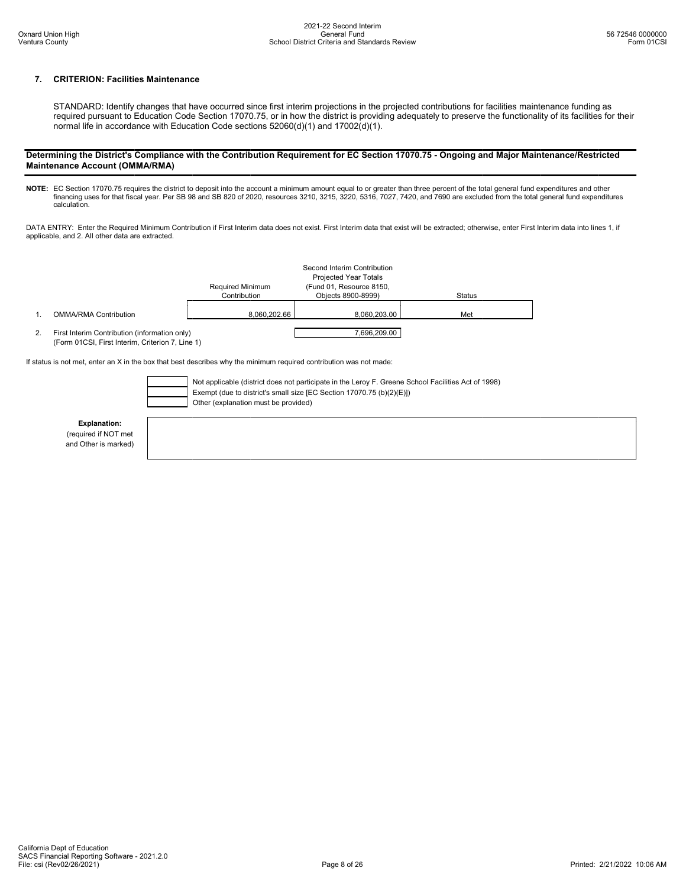## 7. CRITERION: Facilities Maintenance

STANDARD: Identify changes that have occurred since first interim projections in the projected contributions for facilities maintenance funding as required pursuant to Education Code Section 17070.75, or in how the district is providing adequately to preserve the functionality of its facilities for their normal life in accordance with Education Code sections 52060(d)(1) and 17002(d)(1).

### Determining the District's Compliance with the Contribution Requirement for EC Section 17070.75 - Ongoing and Major Maintenance/Restricted Maintenance Account (OMMA/RMA)

**NOTE:** EC Section 17070.75 requires the district to deposit into the account a minimum amount equal to or greater than three percent of the total general fund expenditures and other financing uses for that fiscal year. Per SB 98 and SB 820 of 2020, resources 3210, 3215, 3220, 5316, 7027, 7420, and 7690 are excluded from the total general fund expenditures calculation.

DATA ENTRY: Enter the Required Minimum Contribution if First Interim data does not exist. First Interim data that exist will be extracted; otherwise, enter First Interim data into lines 1, if applicable, and 2. All other data are extracted.

| | | Required Minimum Contribution | Second Interim Contribution Projected Year Totals (Fund 01, Resource 8150, Objects 8900-8999) | Status |
|---|---|---|---|---|
| 1. | OMMA/RMA Contribution | 8,060,202.66 | 8,060,203.00 | Met |
| 2. | First Interim Contribution (information only) (Form 01CSI, First Interim, Criterion 7, Line 1) | | 7,696,209.00 | |

If status is not met, enter an X in the box that best describes why the minimum required contribution was not made:

- [ ] Not applicable (district does not participate in the Leroy F. Greene School Facilities Act of 1998)
- [ ] Exempt (due to district's small size [EC Section 17070.75 (b)(2)(E)])
- [ ] Other (explanation must be provided)

**Explanation:**
(required if NOT met and Other is marked)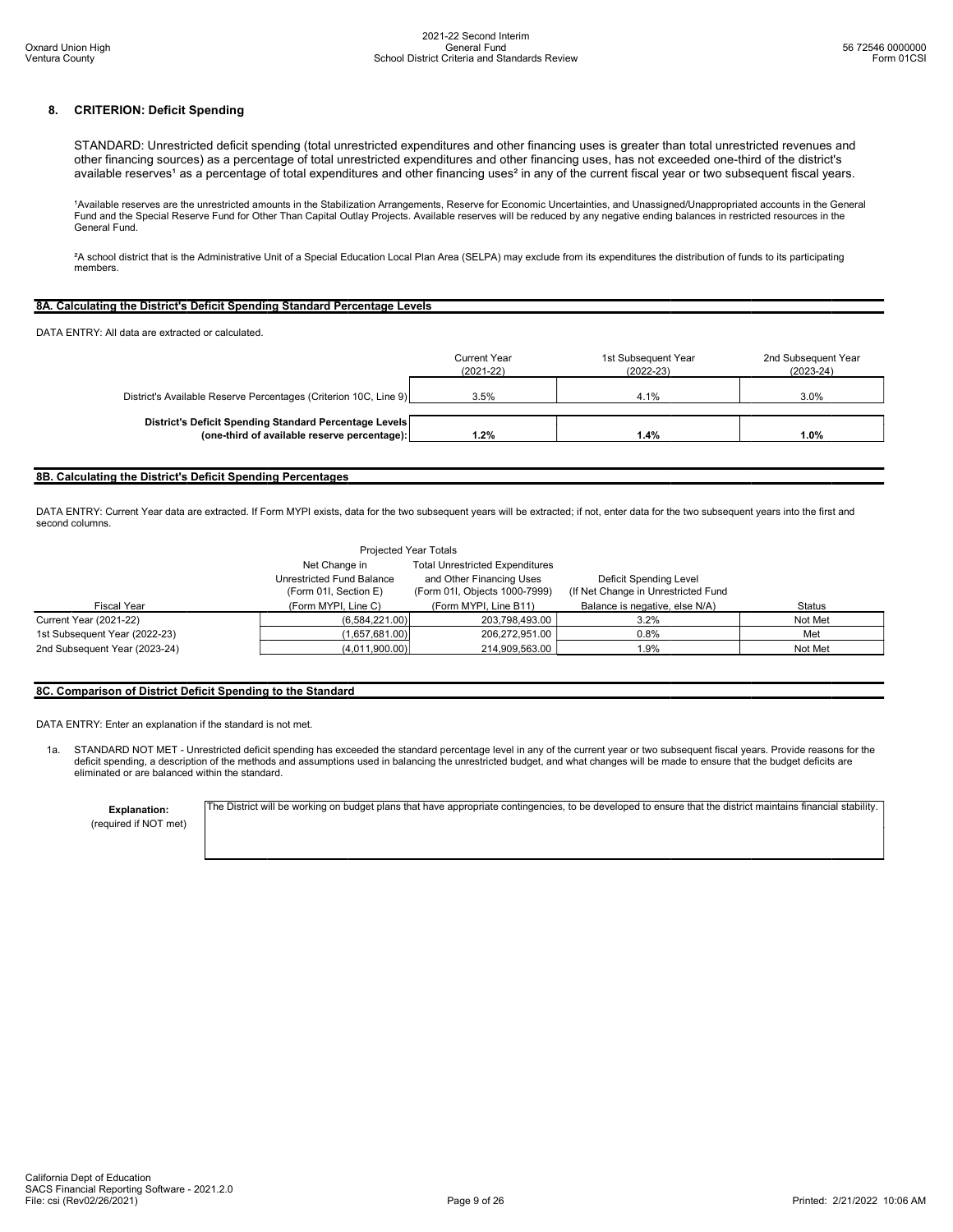## 8. CRITERION: Deficit Spending

STANDARD: Unrestricted deficit spending (total unrestricted expenditures and other financing uses is greater than total unrestricted revenues and other financing sources) as a percentage of total unrestricted expenditures and other financing uses, has not exceeded one-third of the district's available reserves[1] as a percentage of total expenditures and other financing uses[2] in any of the current fiscal year or two subsequent fiscal years.

[1]Available reserves are the unrestricted amounts in the Stabilization Arrangements, Reserve for Economic Uncertainties, and Unassigned/Unappropriated accounts in the General Fund and the Special Reserve Fund for Other Than Capital Outlay Projects. Available reserves will be reduced by any negative ending balances in restricted resources in the General Fund.

[2]A school district that is the Administrative Unit of a Special Education Local Plan Area (SELPA) may exclude from its expenditures the distribution of funds to its participating members.

### 8A. Calculating the District's Deficit Spending Standard Percentage Levels

DATA ENTRY: All data are extracted or calculated.

| | Current Year (2021-22) | 1st Subsequent Year (2022-23) | 2nd Subsequent Year (2023-24) |
|---|---|---|---|
| District's Available Reserve Percentages (Criterion 10C, Line 9) | 3.5% | 4.1% | 3.0% |
| **District's Deficit Spending Standard Percentage Levels (one-third of available reserve percentage):** | **1.2%** | **1.4%** | **1.0%** |

### 8B. Calculating the District's Deficit Spending Percentages

DATA ENTRY: Current Year data are extracted. If Form MYPI exists, data for the two subsequent years will be extracted; if not, enter data for the two subsequent years into the first and second columns.

| | Projected Year Totals | | | |
|---|---|---|---|---|
| Fiscal Year | Net Change in Unrestricted Fund Balance (Form 01I, Section E) (Form MYPI, Line C) | Total Unrestricted Expenditures and Other Financing Uses (Form 01I, Objects 1000-7999) (Form MYPI, Line B11) | Deficit Spending Level (If Net Change in Unrestricted Fund Balance is negative, else N/A) | Status |
| Current Year (2021-22) | (6,584,221.00) | 203,798,493.00 | 3.2% | Not Met |
| 1st Subsequent Year (2022-23) | (1,657,681.00) | 206,272,951.00 | 0.8% | Met |
| 2nd Subsequent Year (2023-24) | (4,011,900.00) | 214,909,563.00 | 1.9% | Not Met |

### 8C. Comparison of District Deficit Spending to the Standard

DATA ENTRY: Enter an explanation if the standard is not met.

1a. STANDARD NOT MET - Unrestricted deficit spending has exceeded the standard percentage level in any of the current year or two subsequent fiscal years. Provide reasons for the deficit spending, a description of the methods and assumptions used in balancing the unrestricted budget, and what changes will be made to ensure that the budget deficits are eliminated or are balanced within the standard.

**Explanation:**
(required if NOT met)

The District will be working on budget plans that have appropriate contingencies, to be developed to ensure that the district maintains financial stability.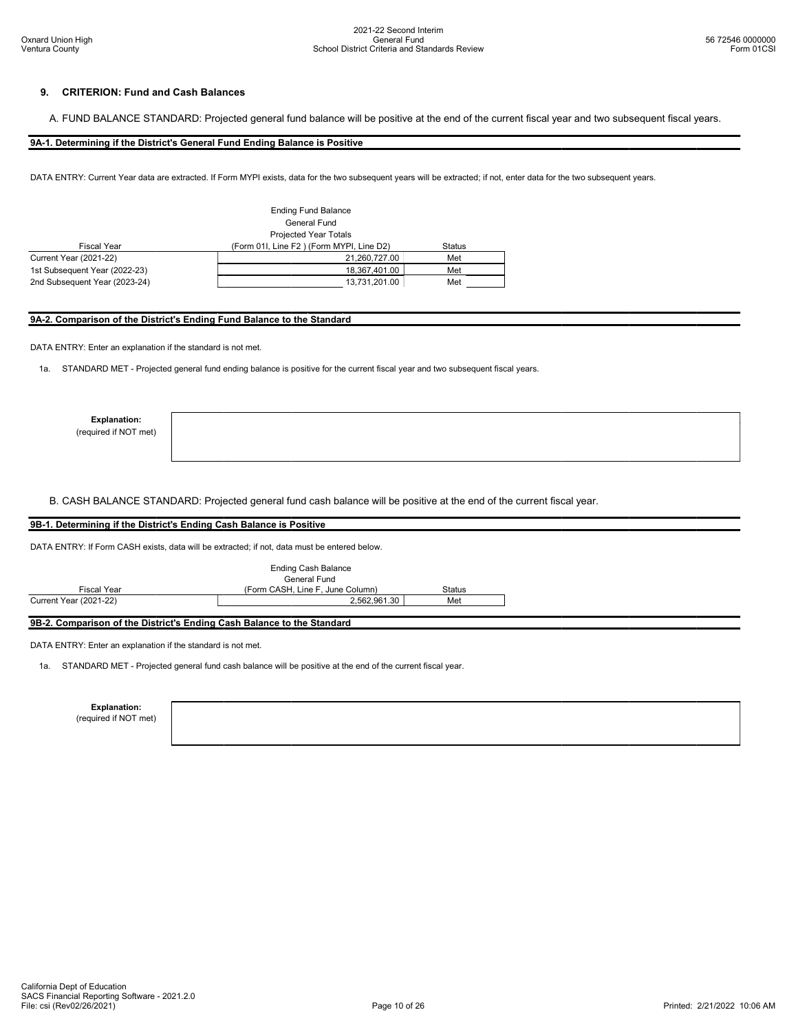## 9. CRITERION: Fund and Cash Balances

A. FUND BALANCE STANDARD: Projected general fund balance will be positive at the end of the current fiscal year and two subsequent fiscal years.

### 9A-1. Determining if the District's General Fund Ending Balance is Positive

DATA ENTRY: Current Year data are extracted. If Form MYPI exists, data for the two subsequent years will be extracted; if not, enter data for the two subsequent years.

| Fiscal Year | Ending Fund Balance General Fund Projected Year Totals (Form 01I, Line F2 ) (Form MYPI, Line D2) | Status |
|---|---|---|
| Current Year (2021-22) | 21,260,727.00 | Met |
| 1st Subsequent Year (2022-23) | 18,367,401.00 | Met |
| 2nd Subsequent Year (2023-24) | 13,731,201.00 | Met |

### 9A-2. Comparison of the District's Ending Fund Balance to the Standard

DATA ENTRY: Enter an explanation if the standard is not met.

1a. STANDARD MET - Projected general fund ending balance is positive for the current fiscal year and two subsequent fiscal years.

**Explanation:**
(required if NOT met)

B. CASH BALANCE STANDARD: Projected general fund cash balance will be positive at the end of the current fiscal year.

### 9B-1. Determining if the District's Ending Cash Balance is Positive

DATA ENTRY: If Form CASH exists, data will be extracted; if not, data must be entered below.

| Fiscal Year | Ending Cash Balance General Fund (Form CASH, Line F, June Column) | Status |
|---|---|---|
| Current Year (2021-22) | 2,562,961.30 | Met |

### 9B-2. Comparison of the District's Ending Cash Balance to the Standard

DATA ENTRY: Enter an explanation if the standard is not met.

1a. STANDARD MET - Projected general fund cash balance will be positive at the end of the current fiscal year.

**Explanation:**
(required if NOT met)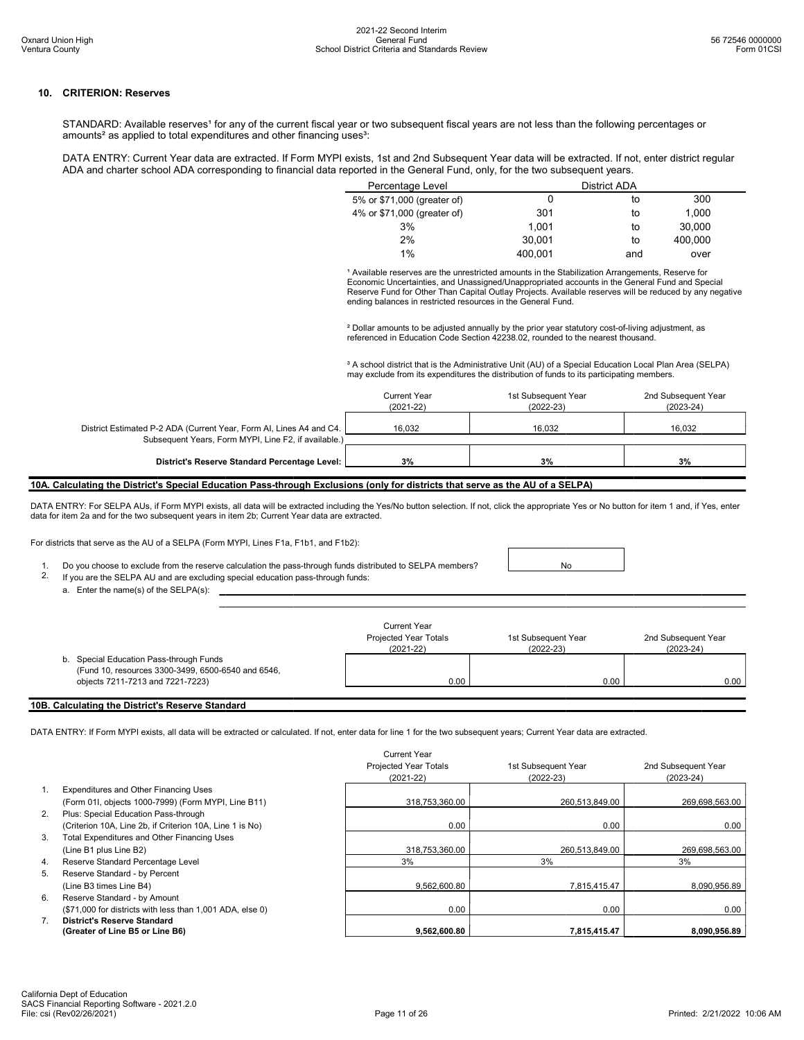## 10. CRITERION: Reserves

STANDARD: Available reserves[1] for any of the current fiscal year or two subsequent fiscal years are not less than the following percentages or amounts[2] as applied to total expenditures and other financing uses[3]:

DATA ENTRY: Current Year data are extracted. If Form MYPI exists, 1st and 2nd Subsequent Year data will be extracted. If not, enter district regular ADA and charter school ADA corresponding to financial data reported in the General Fund, only, for the two subsequent years.

| Percentage Level | District ADA | | |
|---|---|---|---|
| 5% or $71,000 (greater of) | 0 | to | 300 |
| 4% or $71,000 (greater of) | 301 | to | 1,000 |
| 3% | 1,001 | to | 30,000 |
| 2% | 30,001 | to | 400,000 |
| 1% | 400,001 | and | over |

[1] Available reserves are the unrestricted amounts in the Stabilization Arrangements, Reserve for Economic Uncertainties, and Unassigned/Unappropriated accounts in the General Fund and Special Reserve Fund for Other Than Capital Outlay Projects. Available reserves will be reduced by any negative ending balances in restricted resources in the General Fund.

[2] Dollar amounts to be adjusted annually by the prior year statutory cost-of-living adjustment, as referenced in Education Code Section 42238.02, rounded to the nearest thousand.

[3] A school district that is the Administrative Unit (AU) of a Special Education Local Plan Area (SELPA) may exclude from its expenditures the distribution of funds to its participating members.

| | Current Year (2021-22) | 1st Subsequent Year (2022-23) | 2nd Subsequent Year (2023-24) |
|---|---|---|---|
| District Estimated P-2 ADA (Current Year, Form AI, Lines A4 and C4. Subsequent Years, Form MYPI, Line F2, if available.) | 16,032 | 16,032 | 16,032 |
| **District's Reserve Standard Percentage Level:** | **3%** | **3%** | **3%** |

### 10A. Calculating the District's Special Education Pass-through Exclusions (only for districts that serve as the AU of a SELPA)

DATA ENTRY: For SELPA AUs, if Form MYPI exists, all data will be extracted including the Yes/No button selection. If not, click the appropriate Yes or No button for item 1 and, if Yes, enter data for item 2a and for the two subsequent years in item 2b; Current Year data are extracted.

For districts that serve as the AU of a SELPA (Form MYPI, Lines F1a, F1b1, and F1b2):

1. Do you choose to exclude from the reserve calculation the pass-through funds distributed to SELPA members? No
2. If you are the SELPA AU and are excluding special education pass-through funds:
   a. Enter the name(s) of the SELPA(s):

| | Current Year Projected Year Totals (2021-22) | 1st Subsequent Year (2022-23) | 2nd Subsequent Year (2023-24) |
|---|---|---|---|
| b. Special Education Pass-through Funds (Fund 10, resources 3300-3499, 6500-6540 and 6546, objects 7211-7213 and 7221-7223) | 0.00 | 0.00 | 0.00 |

### 10B. Calculating the District's Reserve Standard

DATA ENTRY: If Form MYPI exists, all data will be extracted or calculated. If not, enter data for line 1 for the two subsequent years; Current Year data are extracted.

| | | Current Year Projected Year Totals (2021-22) | 1st Subsequent Year (2022-23) | 2nd Subsequent Year (2023-24) |
|---|---|---|---|---|
| 1. | Expenditures and Other Financing Uses (Form 01I, objects 1000-7999) (Form MYPI, Line B11) | 318,753,360.00 | 260,513,849.00 | 269,698,563.00 |
| 2. | Plus: Special Education Pass-through (Criterion 10A, Line 2b, if Criterion 10A, Line 1 is No) | 0.00 | 0.00 | 0.00 |
| 3. | Total Expenditures and Other Financing Uses (Line B1 plus Line B2) | 318,753,360.00 | 260,513,849.00 | 269,698,563.00 |
| 4. | Reserve Standard Percentage Level | 3% | 3% | 3% |
| 5. | Reserve Standard - by Percent (Line B3 times Line B4) | 9,562,600.80 | 7,815,415.47 | 8,090,956.89 |
| 6. | Reserve Standard - by Amount ($71,000 for districts with less than 1,001 ADA, else 0) | 0.00 | 0.00 | 0.00 |
| 7. | **District's Reserve Standard (Greater of Line B5 or Line B6)** | **9,562,600.80** | **7,815,415.47** | **8,090,956.89** |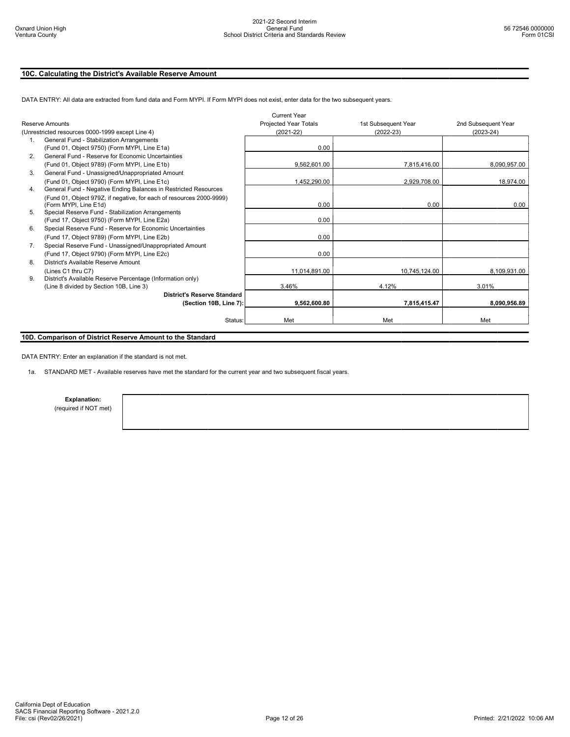## 10C. Calculating the District's Available Reserve Amount

DATA ENTRY: All data are extracted from fund data and Form MYPI. If Form MYPI does not exist, enter data for the two subsequent years.

| Reserve Amounts (Unrestricted resources 0000-1999 except Line 4) | Current Year Projected Year Totals (2021-22) | 1st Subsequent Year (2022-23) | 2nd Subsequent Year (2023-24) |
|---|---|---|---|
| 1. General Fund - Stabilization Arrangements (Fund 01, Object 9750) (Form MYPI, Line E1a) | 0.00 | | |
| 2. General Fund - Reserve for Economic Uncertainties (Fund 01, Object 9789) (Form MYPI, Line E1b) | 9,562,601.00 | 7,815,416.00 | 8,090,957.00 |
| 3. General Fund - Unassigned/Unappropriated Amount (Fund 01, Object 9790) (Form MYPI, Line E1c) | 1,452,290.00 | 2,929,708.00 | 18,974.00 |
| 4. General Fund - Negative Ending Balances in Restricted Resources (Fund 01, Object 979Z, if negative, for each of resources 2000-9999) (Form MYPI, Line E1d) | 0.00 | 0.00 | 0.00 |
| 5. Special Reserve Fund - Stabilization Arrangements (Fund 17, Object 9750) (Form MYPI, Line E2a) | 0.00 | | |
| 6. Special Reserve Fund - Reserve for Economic Uncertainties (Fund 17, Object 9789) (Form MYPI, Line E2b) | 0.00 | | |
| 7. Special Reserve Fund - Unassigned/Unappropriated Amount (Fund 17, Object 9790) (Form MYPI, Line E2c) | 0.00 | | |
| 8. District's Available Reserve Amount (Lines C1 thru C7) | 11,014,891.00 | 10,745,124.00 | 8,109,931.00 |
| 9. District's Available Reserve Percentage (Information only) (Line 8 divided by Section 10B, Line 3) | 3.46% | 4.12% | 3.01% |
| **District's Reserve Standard (Section 10B, Line 7):** | **9,562,600.80** | **7,815,415.47** | **8,090,956.89** |
| Status: | Met | Met | Met |

## 10D. Comparison of District Reserve Amount to the Standard

DATA ENTRY: Enter an explanation if the standard is not met.

1a. STANDARD MET - Available reserves have met the standard for the current year and two subsequent fiscal years.

**Explanation:**
(required if NOT met)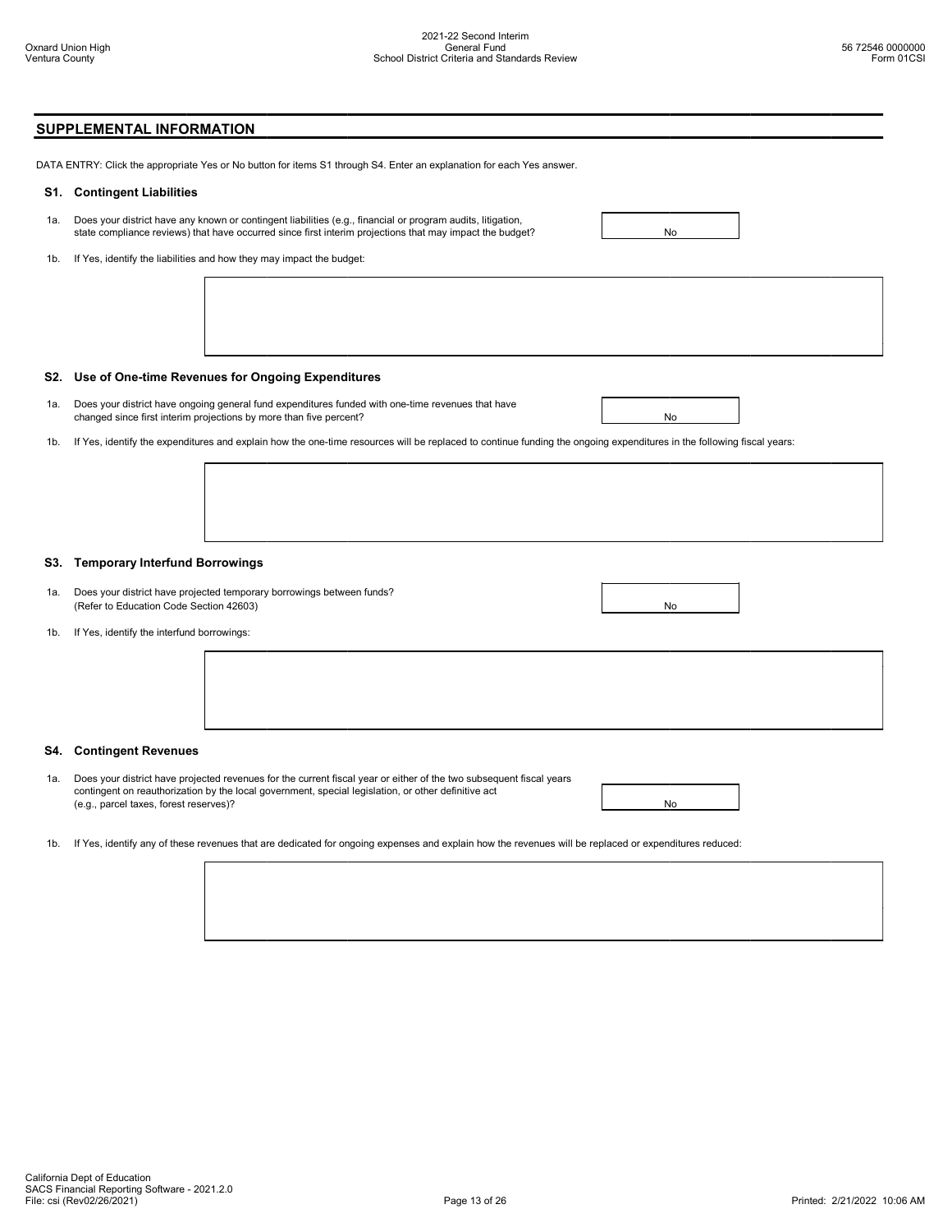## SUPPLEMENTAL INFORMATION

DATA ENTRY: Click the appropriate Yes or No button for items S1 through S4. Enter an explanation for each Yes answer.

### S1. Contingent Liabilities

1a. Does your district have any known or contingent liabilities (e.g., financial or program audits, litigation, state compliance reviews) that have occurred since first interim projections that may impact the budget? **No**

1b. If Yes, identify the liabilities and how they may impact the budget:

### S2. Use of One-time Revenues for Ongoing Expenditures

1a. Does your district have ongoing general fund expenditures funded with one-time revenues that have changed since first interim projections by more than five percent? **No**

1b. If Yes, identify the expenditures and explain how the one-time resources will be replaced to continue funding the ongoing expenditures in the following fiscal years:

### S3. Temporary Interfund Borrowings

1a. Does your district have projected temporary borrowings between funds? (Refer to Education Code Section 42603) **No**

1b. If Yes, identify the interfund borrowings:

### S4. Contingent Revenues

1a. Does your district have projected revenues for the current fiscal year or either of the two subsequent fiscal years contingent on reauthorization by the local government, special legislation, or other definitive act (e.g., parcel taxes, forest reserves)? **No**

1b. If Yes, identify any of these revenues that are dedicated for ongoing expenses and explain how the revenues will be replaced or expenditures reduced: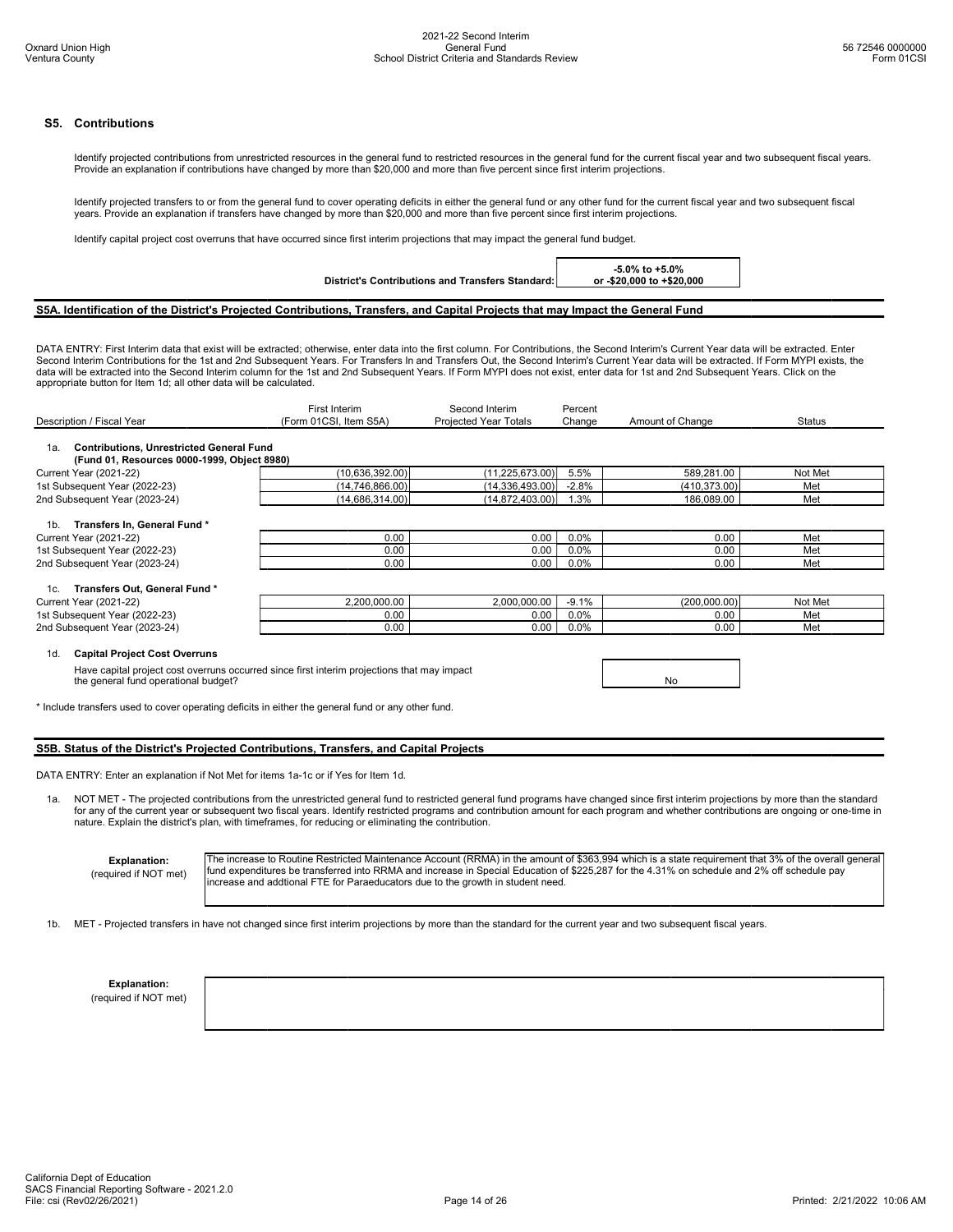## S5. Contributions

Identify projected contributions from unrestricted resources in the general fund to restricted resources in the general fund for the current fiscal year and two subsequent fiscal years. Provide an explanation if contributions have changed by more than $20,000 and more than five percent since first interim projections.

Identify projected transfers to or from the general fund to cover operating deficits in either the general fund or any other fund for the current fiscal year and two subsequent fiscal years. Provide an explanation if transfers have changed by more than $20,000 and more than five percent since first interim projections.

Identify capital project cost overruns that have occurred since first interim projections that may impact the general fund budget.

**District's Contributions and Transfers Standard:** -5.0% to +5.0% or -$20,000 to +$20,000

### S5A. Identification of the District's Projected Contributions, Transfers, and Capital Projects that may Impact the General Fund

DATA ENTRY: First Interim data that exist will be extracted; otherwise, enter data into the first column. For Contributions, the Second Interim's Current Year data will be extracted. Enter Second Interim Contributions for the 1st and 2nd Subsequent Years. For Transfers In and Transfers Out, the Second Interim's Current Year data will be extracted. If Form MYPI exists, the data will be extracted into the Second Interim column for the 1st and 2nd Subsequent Years. If Form MYPI does not exist, enter data for 1st and 2nd Subsequent Years. Click on the appropriate button for Item 1d; all other data will be calculated.

| Description / Fiscal Year | First Interim (Form 01CSI, Item S5A) | Second Interim Projected Year Totals | Percent Change | Amount of Change | Status |
|---|---|---|---|---|---|
| **1a. Contributions, Unrestricted General Fund (Fund 01, Resources 0000-1999, Object 8980)** | | | | | |
| Current Year (2021-22) | (10,636,392.00) | (11,225,673.00) | 5.5% | 589,281.00 | Not Met |
| 1st Subsequent Year (2022-23) | (14,746,866.00) | (14,336,493.00) | -2.8% | (410,373.00) | Met |
| 2nd Subsequent Year (2023-24) | (14,686,314.00) | (14,872,403.00) | 1.3% | 186,089.00 | Met |
| **1b. Transfers In, General Fund *** | | | | | |
| Current Year (2021-22) | 0.00 | 0.00 | 0.0% | 0.00 | Met |
| 1st Subsequent Year (2022-23) | 0.00 | 0.00 | 0.0% | 0.00 | Met |
| 2nd Subsequent Year (2023-24) | 0.00 | 0.00 | 0.0% | 0.00 | Met |
| **1c. Transfers Out, General Fund *** | | | | | |
| Current Year (2021-22) | 2,200,000.00 | 2,000,000.00 | -9.1% | (200,000.00) | Not Met |
| 1st Subsequent Year (2022-23) | 0.00 | 0.00 | 0.0% | 0.00 | Met |
| 2nd Subsequent Year (2023-24) | 0.00 | 0.00 | 0.0% | 0.00 | Met |

**1d. Capital Project Cost Overruns**

Have capital project cost overruns occurred since first interim projections that may impact the general fund operational budget? **No**

* Include transfers used to cover operating deficits in either the general fund or any other fund.

### S5B. Status of the District's Projected Contributions, Transfers, and Capital Projects

DATA ENTRY: Enter an explanation if Not Met for items 1a-1c or if Yes for Item 1d.

1a. NOT MET - The projected contributions from the unrestricted general fund to restricted general fund programs have changed since first interim projections by more than the standard for any of the current year or subsequent two fiscal years. Identify restricted programs and contribution amount for each program and whether contributions are ongoing or one-time in nature. Explain the district's plan, with timeframes, for reducing or eliminating the contribution.

**Explanation:** (required if NOT met)

The increase to Routine Restricted Maintenance Account (RRMA) in the amount of $363,994 which is a state requirement that 3% of the overall general fund expenditures be transferred into RRMA and increase in Special Education of $225,287 for the 4.31% on schedule and 2% off schedule pay increase and addtional FTE for Paraeducators due to the growth in student need.

1b. MET - Projected transfers in have not changed since first interim projections by more than the standard for the current year and two subsequent fiscal years.

**Explanation:** (required if NOT met)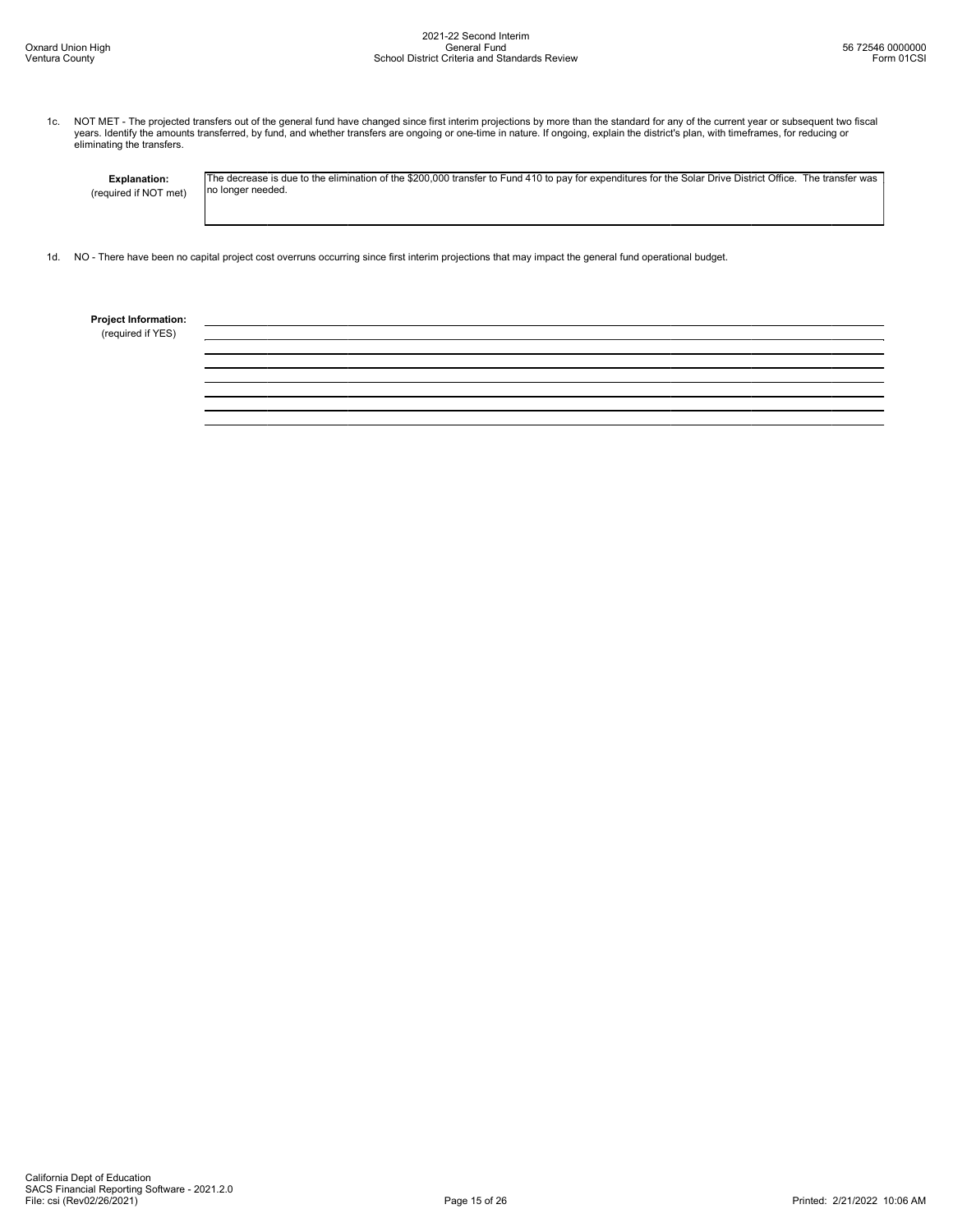1c. NOT MET - The projected transfers out of the general fund have changed since first interim projections by more than the standard for any of the current year or subsequent two fiscal years. Identify the amounts transferred, by fund, and whether transfers are ongoing or one-time in nature. If ongoing, explain the district's plan, with timeframes, for reducing or eliminating the transfers.

**Explanation:**
(required if NOT met)

The decrease is due to the elimination of the $200,000 transfer to Fund 410 to pay for expenditures for the Solar Drive District Office. The transfer was no longer needed.

1d. NO - There have been no capital project cost overruns occurring since first interim projections that may impact the general fund operational budget.

**Project Information:**
(required if YES)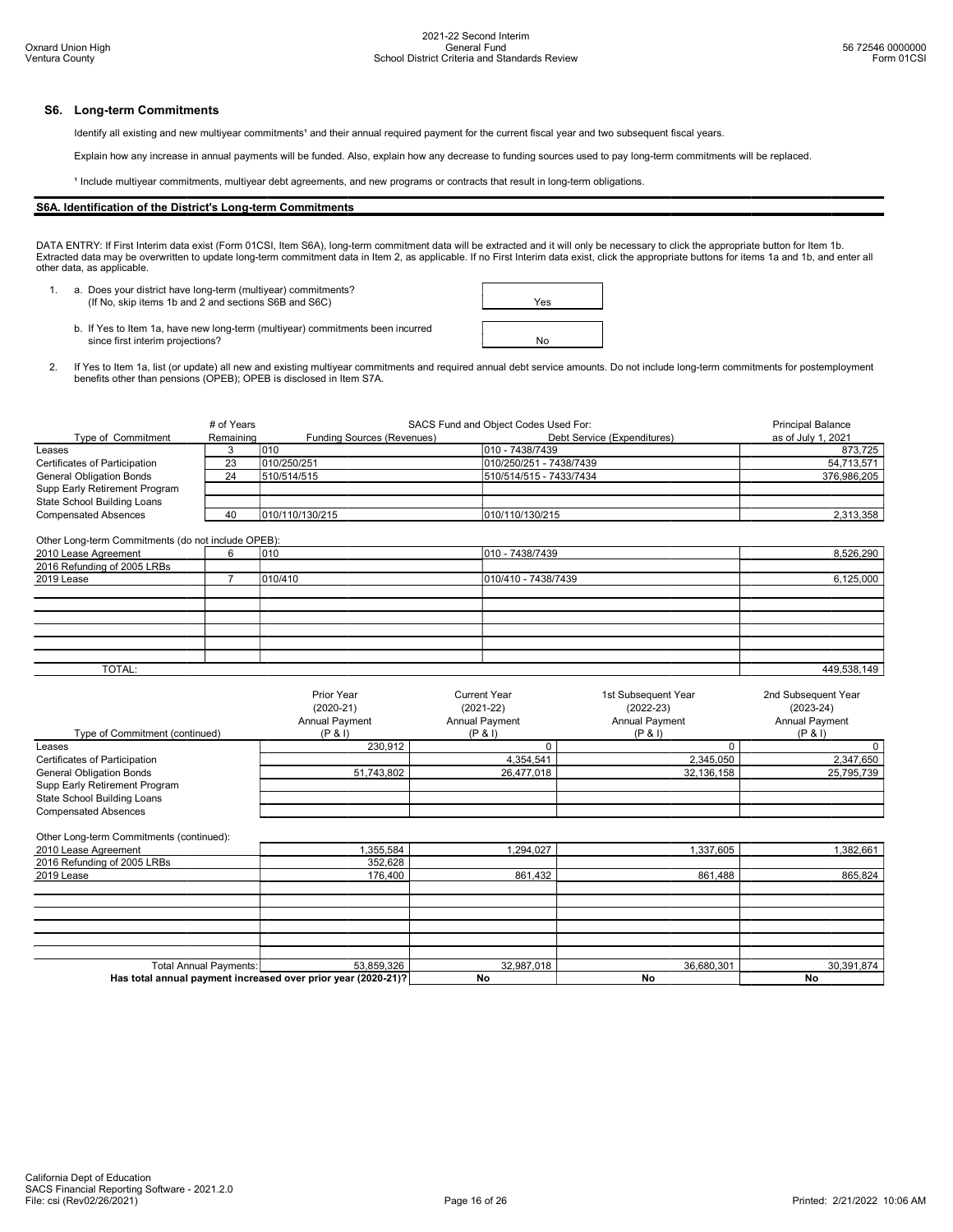## S6. Long-term Commitments

Identify all existing and new multiyear commitments[1] and their annual required payment for the current fiscal year and two subsequent fiscal years.

Explain how any increase in annual payments will be funded. Also, explain how any decrease to funding sources used to pay long-term commitments will be replaced.

[1] Include multiyear commitments, multiyear debt agreements, and new programs or contracts that result in long-term obligations.

### S6A. Identification of the District's Long-term Commitments

DATA ENTRY: If First Interim data exist (Form 01CSI, Item S6A), long-term commitment data will be extracted and it will only be necessary to click the appropriate button for Item 1b. Extracted data may be overwritten to update long-term commitment data in Item 2, as applicable. If no First Interim data exist, click the appropriate buttons for items 1a and 1b, and enter all other data, as applicable.

1. a. Does your district have long-term (multiyear) commitments? (If No, skip items 1b and 2 and sections S6B and S6C) — **Yes**

   b. If Yes to Item 1a, have new long-term (multiyear) commitments been incurred since first interim projections? — **No**

2. If Yes to Item 1a, list (or update) all new and existing multiyear commitments and required annual debt service amounts. Do not include long-term commitments for postemployment benefits other than pensions (OPEB); OPEB is disclosed in Item S7A.

| Type of Commitment | # of Years Remaining | SACS Fund and Object Codes Used For: Funding Sources (Revenues) | Debt Service (Expenditures) | Principal Balance as of July 1, 2021 |
|---|---|---|---|---|
| Leases | 3 | 010 | 010 - 7438/7439 | 873,725 |
| Certificates of Participation | 23 | 010/250/251 | 010/250/251 - 7438/7439 | 54,713,571 |
| General Obligation Bonds | 24 | 510/514/515 | 510/514/515 - 7433/7434 | 376,986,205 |
| Supp Early Retirement Program | | | | |
| State School Building Loans | | | | |
| Compensated Absences | 40 | 010/110/130/215 | 010/110/130/215 | 2,313,358 |
| **Other Long-term Commitments (do not include OPEB):** | | | | |
| 2010 Lease Agreement | 6 | 010 | 010 - 7438/7439 | 8,526,290 |
| 2016 Refunding of 2005 LRBs | | | | |
| 2019 Lease | 7 | 010/410 | 010/410 - 7438/7439 | 6,125,000 |
| TOTAL: | | | | 449,538,149 |

| Type of Commitment (continued) | Prior Year (2020-21) Annual Payment (P & I) | Current Year (2021-22) Annual Payment (P & I) | 1st Subsequent Year (2022-23) Annual Payment (P & I) | 2nd Subsequent Year (2023-24) Annual Payment (P & I) |
|---|---|---|---|---|
| Leases | 230,912 | 0 | 0 | 0 |
| Certificates of Participation | | 4,354,541 | 2,345,050 | 2,347,650 |
| General Obligation Bonds | 51,743,802 | 26,477,018 | 32,136,158 | 25,795,739 |
| Supp Early Retirement Program | | | | |
| State School Building Loans | | | | |
| Compensated Absences | | | | |
| **Other Long-term Commitments (continued):** | | | | |
| 2010 Lease Agreement | 1,355,584 | 1,294,027 | 1,337,605 | 1,382,661 |
| 2016 Refunding of 2005 LRBs | 352,628 | | | |
| 2019 Lease | 176,400 | 861,432 | 861,488 | 865,824 |
| Total Annual Payments: | 53,859,326 | 32,987,018 | 36,680,301 | 30,391,874 |
| **Has total annual payment increased over prior year (2020-21)?** | | **No** | **No** | **No** |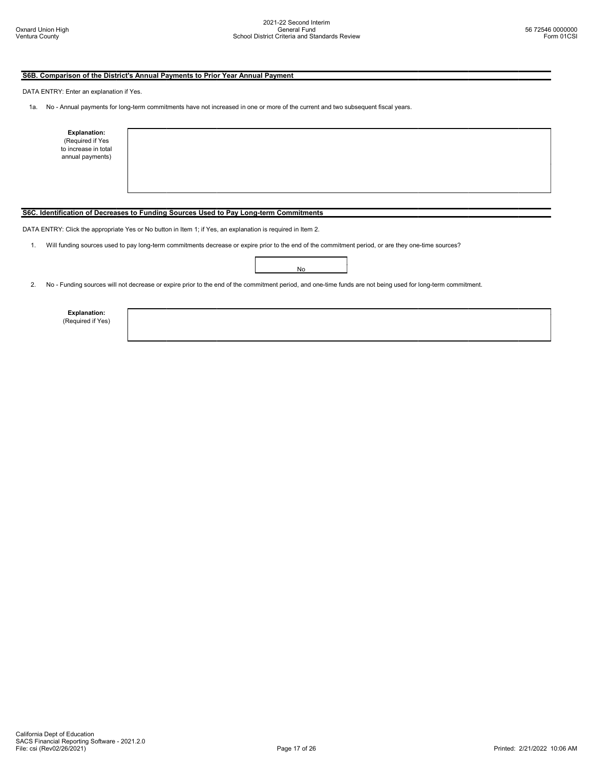## S6B. Comparison of the District's Annual Payments to Prior Year Annual Payment

DATA ENTRY: Enter an explanation if Yes.

1a. No - Annual payments for long-term commitments have not increased in one or more of the current and two subsequent fiscal years.

| **Explanation:** (Required if Yes to increase in total annual payments) | |
|---|---|

## S6C. Identification of Decreases to Funding Sources Used to Pay Long-term Commitments

DATA ENTRY: Click the appropriate Yes or No button in Item 1; if Yes, an explanation is required in Item 2.

1. Will funding sources used to pay long-term commitments decrease or expire prior to the end of the commitment period, or are they one-time sources?

   No

2. No - Funding sources will not decrease or expire prior to the end of the commitment period, and one-time funds are not being used for long-term commitment.

| **Explanation:** (Required if Yes) | |
|---|---|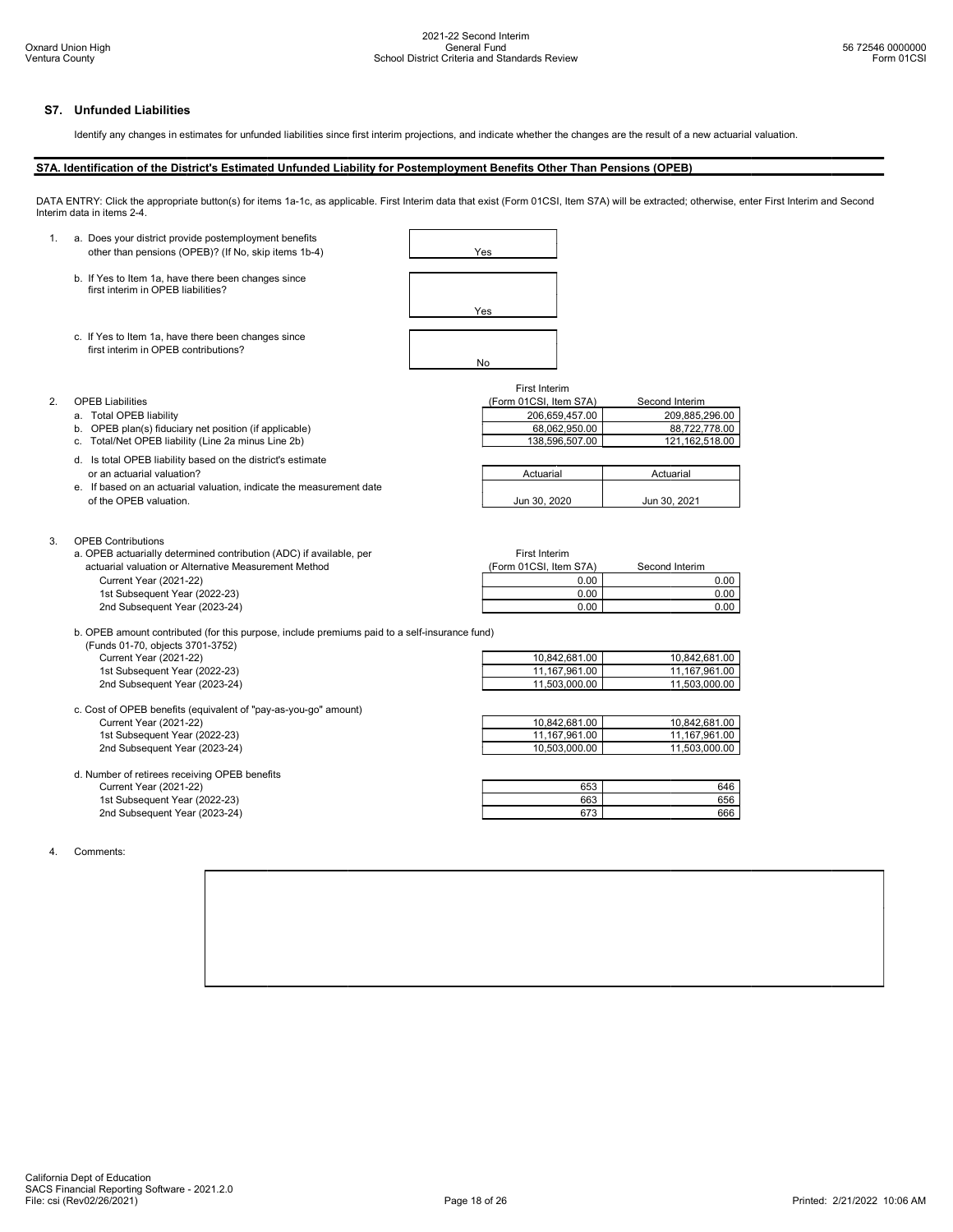## S7. Unfunded Liabilities

Identify any changes in estimates for unfunded liabilities since first interim projections, and indicate whether the changes are the result of a new actuarial valuation.

### S7A. Identification of the District's Estimated Unfunded Liability for Postemployment Benefits Other Than Pensions (OPEB)

DATA ENTRY: Click the appropriate button(s) for items 1a-1c, as applicable. First Interim data that exist (Form 01CSI, Item S7A) will be extracted; otherwise, enter First Interim and Second Interim data in items 2-4.

1. a. Does your district provide postemployment benefits other than pensions (OPEB)? (If No, skip items 1b-4) — **Yes**

   b. If Yes to Item 1a, have there been changes since first interim in OPEB liabilities? — **Yes**

   c. If Yes to Item 1a, have there been changes since first interim in OPEB contributions? — **No**

2. OPEB Liabilities

| | First Interim (Form 01CSI, Item S7A) | Second Interim |
|---|---|---|
| a. Total OPEB liability | 206,659,457.00 | 209,885,296.00 |
| b. OPEB plan(s) fiduciary net position (if applicable) | 68,062,950.00 | 88,722,778.00 |
| c. Total/Net OPEB liability (Line 2a minus Line 2b) | 138,596,507.00 | 121,162,518.00 |
| d. Is total OPEB liability based on the district's estimate or an actuarial valuation? | Actuarial | Actuarial |
| e. If based on an actuarial valuation, indicate the measurement date of the OPEB valuation. | Jun 30, 2020 | Jun 30, 2021 |

3. OPEB Contributions

| | First Interim (Form 01CSI, Item S7A) | Second Interim |
|---|---|---|
| a. OPEB actuarially determined contribution (ADC) if available, per actuarial valuation or Alternative Measurement Method | | |
| Current Year (2021-22) | 0.00 | 0.00 |
| 1st Subsequent Year (2022-23) | 0.00 | 0.00 |
| 2nd Subsequent Year (2023-24) | 0.00 | 0.00 |
| b. OPEB amount contributed (for this purpose, include premiums paid to a self-insurance fund) (Funds 01-70, objects 3701-3752) | | |
| Current Year (2021-22) | 10,842,681.00 | 10,842,681.00 |
| 1st Subsequent Year (2022-23) | 11,167,961.00 | 11,167,961.00 |
| 2nd Subsequent Year (2023-24) | 11,503,000.00 | 11,503,000.00 |
| c. Cost of OPEB benefits (equivalent of "pay-as-you-go" amount) | | |
| Current Year (2021-22) | 10,842,681.00 | 10,842,681.00 |
| 1st Subsequent Year (2022-23) | 11,167,961.00 | 11,167,961.00 |
| 2nd Subsequent Year (2023-24) | 10,503,000.00 | 11,503,000.00 |
| d. Number of retirees receiving OPEB benefits | | |
| Current Year (2021-22) | 653 | 646 |
| 1st Subsequent Year (2022-23) | 663 | 656 |
| 2nd Subsequent Year (2023-24) | 673 | 666 |

4. Comments: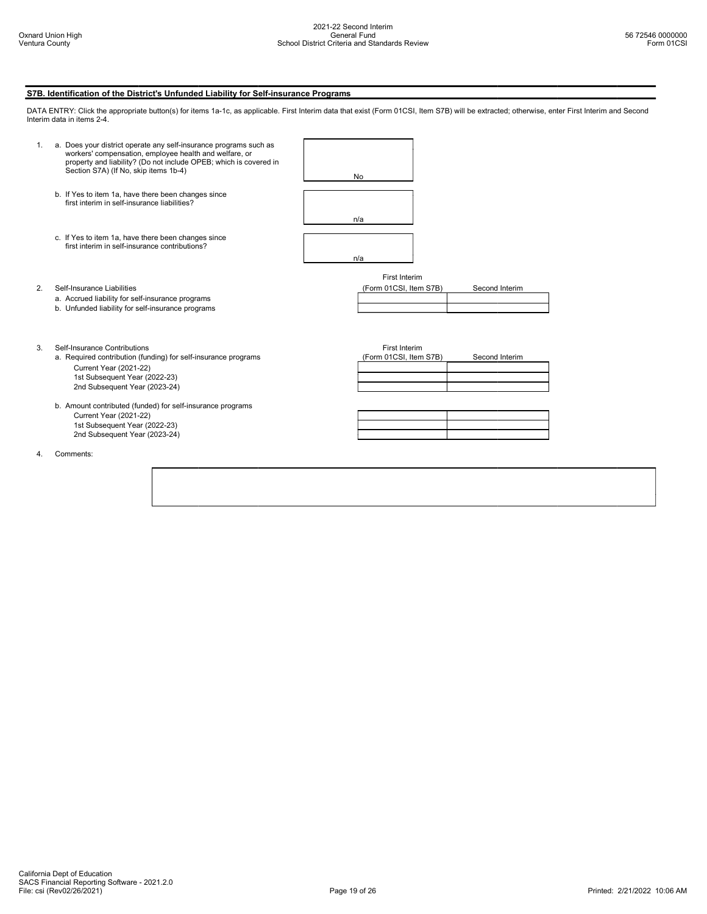## S7B. Identification of the District's Unfunded Liability for Self-insurance Programs

DATA ENTRY: Click the appropriate button(s) for items 1a-1c, as applicable. First Interim data that exist (Form 01CSI, Item S7B) will be extracted; otherwise, enter First Interim and Second Interim data in items 2-4.

1. a. Does your district operate any self-insurance programs such as workers' compensation, employee health and welfare, or property and liability? (Do not include OPEB; which is covered in Section S7A) (If No, skip items 1b-4) — **No**

   b. If Yes to item 1a, have there been changes since first interim in self-insurance liabilities? — **n/a**

   c. If Yes to item 1a, have there been changes since first interim in self-insurance contributions? — **n/a**

2. Self-Insurance Liabilities

| | First Interim (Form 01CSI, Item S7B) | Second Interim |
|---|---|---|
| a. Accrued liability for self-insurance programs | | |
| b. Unfunded liability for self-insurance programs | | |

3. Self-Insurance Contributions

| | First Interim (Form 01CSI, Item S7B) | Second Interim |
|---|---|---|
| a. Required contribution (funding) for self-insurance programs | | |
| Current Year (2021-22) | | |
| 1st Subsequent Year (2022-23) | | |
| 2nd Subsequent Year (2023-24) | | |
| b. Amount contributed (funded) for self-insurance programs | | |
| Current Year (2021-22) | | |
| 1st Subsequent Year (2022-23) | | |
| 2nd Subsequent Year (2023-24) | | |

4. Comments: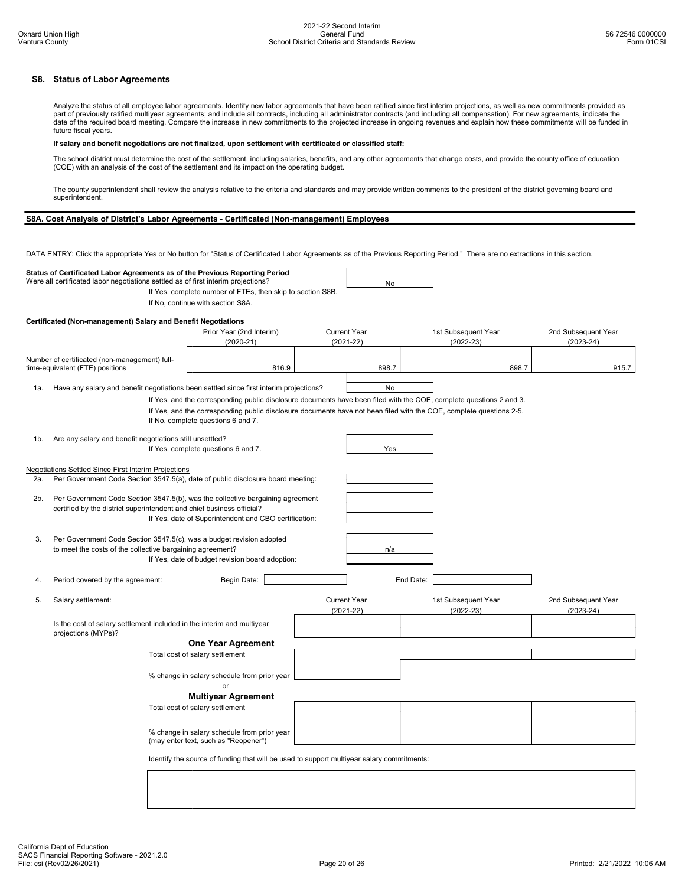## S8. Status of Labor Agreements

Analyze the status of all employee labor agreements. Identify new labor agreements that have been ratified since first interim projections, as well as new commitments provided as part of previously ratified multiyear agreements; and include all contracts, including all administrator contracts (and including all compensation). For new agreements, indicate the date of the required board meeting. Compare the increase in new commitments to the projected increase in ongoing revenues and explain how these commitments will be funded in future fiscal years.

**If salary and benefit negotiations are not finalized, upon settlement with certificated or classified staff:**

The school district must determine the cost of the settlement, including salaries, benefits, and any other agreements that change costs, and provide the county office of education (COE) with an analysis of the cost of the settlement and its impact on the operating budget.

The county superintendent shall review the analysis relative to the criteria and standards and may provide written comments to the president of the district governing board and superintendent.

### S8A. Cost Analysis of District's Labor Agreements - Certificated (Non-management) Employees

DATA ENTRY: Click the appropriate Yes or No button for "Status of Certificated Labor Agreements as of the Previous Reporting Period." There are no extractions in this section.

**Status of Certificated Labor Agreements as of the Previous Reporting Period**
Were all certificated labor negotiations settled as of first interim projections? **No**

If Yes, complete number of FTEs, then skip to section S8B.
If No, continue with section S8A.

**Certificated (Non-management) Salary and Benefit Negotiations**

| | Prior Year (2nd Interim) (2020-21) | Current Year (2021-22) | 1st Subsequent Year (2022-23) | 2nd Subsequent Year (2023-24) |
|---|---|---|---|---|
| Number of certificated (non-management) full-time-equivalent (FTE) positions | 816.9 | 898.7 | 898.7 | 915.7 |

1a. Have any salary and benefit negotiations been settled since first interim projections? **No**

If Yes, and the corresponding public disclosure documents have been filed with the COE, complete questions 2 and 3.
If Yes, and the corresponding public disclosure documents have not been filed with the COE, complete questions 2-5.
If No, complete questions 6 and 7.

1b. Are any salary and benefit negotiations still unsettled? **Yes**
If Yes, complete questions 6 and 7.

Negotiations Settled Since First Interim Projections

2a. Per Government Code Section 3547.5(a), date of public disclosure board meeting:

2b. Per Government Code Section 3547.5(b), was the collective bargaining agreement certified by the district superintendent and chief business official?
If Yes, date of Superintendent and CBO certification:

3. Per Government Code Section 3547.5(c), was a budget revision adopted to meet the costs of the collective bargaining agreement? **n/a**
If Yes, date of budget revision board adoption:

4. Period covered by the agreement: Begin Date: End Date:

5. Salary settlement:

| | Current Year (2021-22) | 1st Subsequent Year (2022-23) | 2nd Subsequent Year (2023-24) |
|---|---|---|---|
| Is the cost of salary settlement included in the interim and multiyear projections (MYPs)? | | | |
| **One Year Agreement** | | | |
| Total cost of salary settlement | | | |
| % change in salary schedule from prior year | | | |
| or | | | |
| **Multiyear Agreement** | | | |
| Total cost of salary settlement | | | |
| % change in salary schedule from prior year (may enter text, such as "Reopener") | | | |

Identify the source of funding that will be used to support multiyear salary commitments: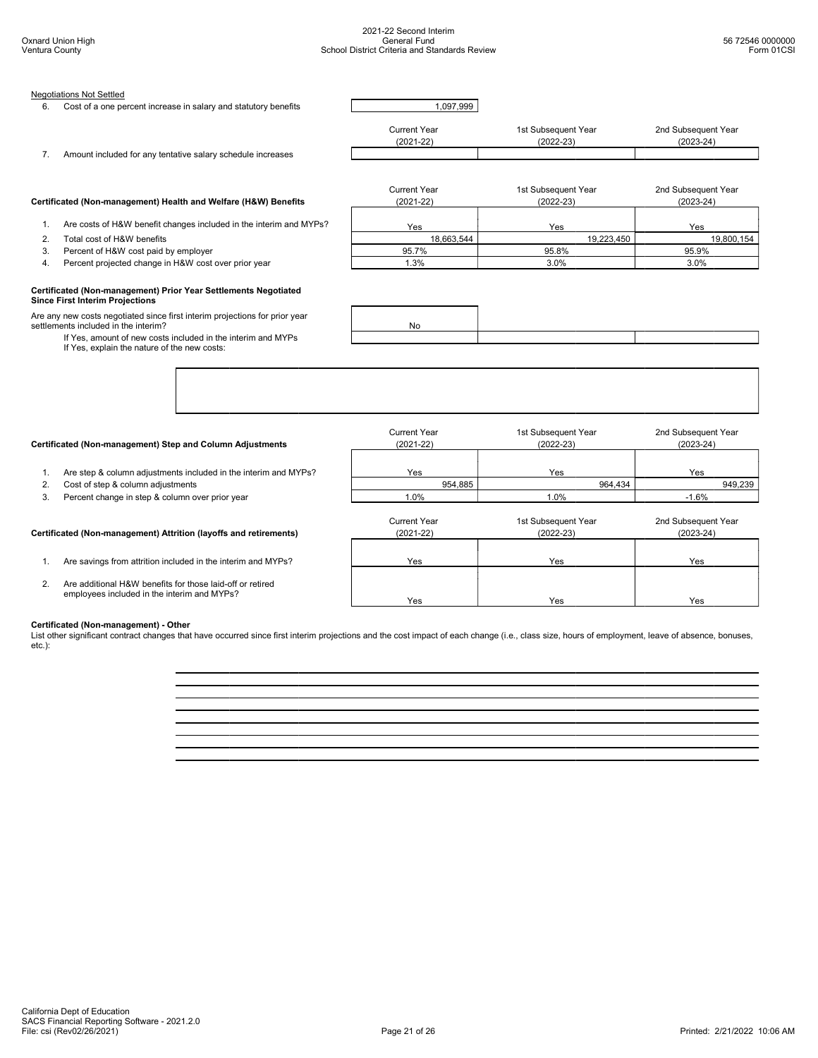Negotiations Not Settled

| | | |
|---|---|---|
| 6. | Cost of a one percent increase in salary and statutory benefits | 1,097,999 |

| | | Current Year (2021-22) | 1st Subsequent Year (2022-23) | 2nd Subsequent Year (2023-24) |
|---|---|---|---|---|
| 7. | Amount included for any tentative salary schedule increases | | | |

**Certificated (Non-management) Health and Welfare (H&W) Benefits**

| | | Current Year (2021-22) | 1st Subsequent Year (2022-23) | 2nd Subsequent Year (2023-24) |
|---|---|---|---|---|
| 1. | Are costs of H&W benefit changes included in the interim and MYPs? | Yes | Yes | Yes |
| 2. | Total cost of H&W benefits | 18,663,544 | 19,223,450 | 19,800,154 |
| 3. | Percent of H&W cost paid by employer | 95.7% | 95.8% | 95.9% |
| 4. | Percent projected change in H&W cost over prior year | 1.3% | 3.0% | 3.0% |

**Certificated (Non-management) Prior Year Settlements Negotiated Since First Interim Projections**

| | | | |
|---|---|---|---|
| Are any new costs negotiated since first interim projections for prior year settlements included in the interim? | No | | |
| If Yes, amount of new costs included in the interim and MYPs | | | |

If Yes, explain the nature of the new costs:

**Certificated (Non-management) Step and Column Adjustments**

| | | Current Year (2021-22) | 1st Subsequent Year (2022-23) | 2nd Subsequent Year (2023-24) |
|---|---|---|---|---|
| 1. | Are step & column adjustments included in the interim and MYPs? | Yes | Yes | Yes |
| 2. | Cost of step & column adjustments | 954,885 | 964,434 | 949,239 |
| 3. | Percent change in step & column over prior year | 1.0% | 1.0% | -1.6% |

**Certificated (Non-management) Attrition (layoffs and retirements)**

| | | Current Year (2021-22) | 1st Subsequent Year (2022-23) | 2nd Subsequent Year (2023-24) |
|---|---|---|---|---|
| 1. | Are savings from attrition included in the interim and MYPs? | Yes | Yes | Yes |
| 2. | Are additional H&W benefits for those laid-off or retired employees included in the interim and MYPs? | Yes | Yes | Yes |

**Certificated (Non-management) - Other**

List other significant contract changes that have occurred since first interim projections and the cost impact of each change (i.e., class size, hours of employment, leave of absence, bonuses, etc.):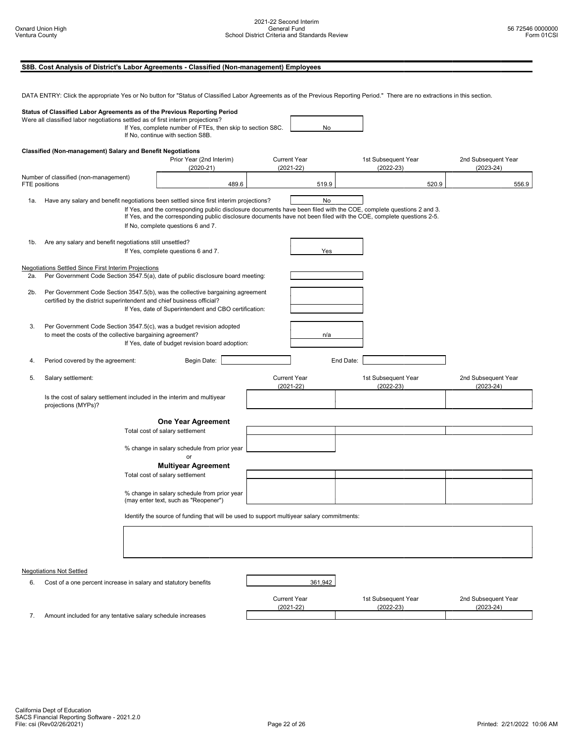## S8B. Cost Analysis of District's Labor Agreements - Classified (Non-management) Employees

DATA ENTRY: Click the appropriate Yes or No button for "Status of Classified Labor Agreements as of the Previous Reporting Period." There are no extractions in this section.

**Status of Classified Labor Agreements as of the Previous Reporting Period**

Were all classified labor negotiations settled as of first interim projections? **No**

If Yes, complete number of FTEs, then skip to section S8C.
If No, continue with section S8B.

**Classified (Non-management) Salary and Benefit Negotiations**

| | Prior Year (2nd Interim) (2020-21) | Current Year (2021-22) | 1st Subsequent Year (2022-23) | 2nd Subsequent Year (2023-24) |
|---|---|---|---|---|
| Number of classified (non-management) FTE positions | 489.6 | 519.9 | 520.9 | 556.9 |

1a. Have any salary and benefit negotiations been settled since first interim projections? **No**

If Yes, and the corresponding public disclosure documents have been filed with the COE, complete questions 2 and 3.
If Yes, and the corresponding public disclosure documents have not been filed with the COE, complete questions 2-5.
If No, complete questions 6 and 7.

1b. Are any salary and benefit negotiations still unsettled? **Yes**

If Yes, complete questions 6 and 7.

Negotiations Settled Since First Interim Projections

2a. Per Government Code Section 3547.5(a), date of public disclosure board meeting:

2b. Per Government Code Section 3547.5(b), was the collective bargaining agreement certified by the district superintendent and chief business official?
If Yes, date of Superintendent and CBO certification:

3. Per Government Code Section 3547.5(c), was a budget revision adopted to meet the costs of the collective bargaining agreement? **n/a**
If Yes, date of budget revision board adoption:

4. Period covered by the agreement: Begin Date: End Date:

5. Salary settlement:

| | Current Year (2021-22) | 1st Subsequent Year (2022-23) | 2nd Subsequent Year (2023-24) |
|---|---|---|---|
| Is the cost of salary settlement included in the interim and multiyear projections (MYPs)? | | | |
| **One Year Agreement** | | | |
| Total cost of salary settlement | | | |
| % change in salary schedule from prior year | | | |
| or | | | |
| **Multiyear Agreement** | | | |
| Total cost of salary settlement | | | |
| % change in salary schedule from prior year (may enter text, such as "Reopener") | | | |

Identify the source of funding that will be used to support multiyear salary commitments:

Negotiations Not Settled

6. Cost of a one percent increase in salary and statutory benefits: 361,942

| | Current Year (2021-22) | 1st Subsequent Year (2022-23) | 2nd Subsequent Year (2023-24) |
|---|---|---|---|
| 7. Amount included for any tentative salary schedule increases | | | |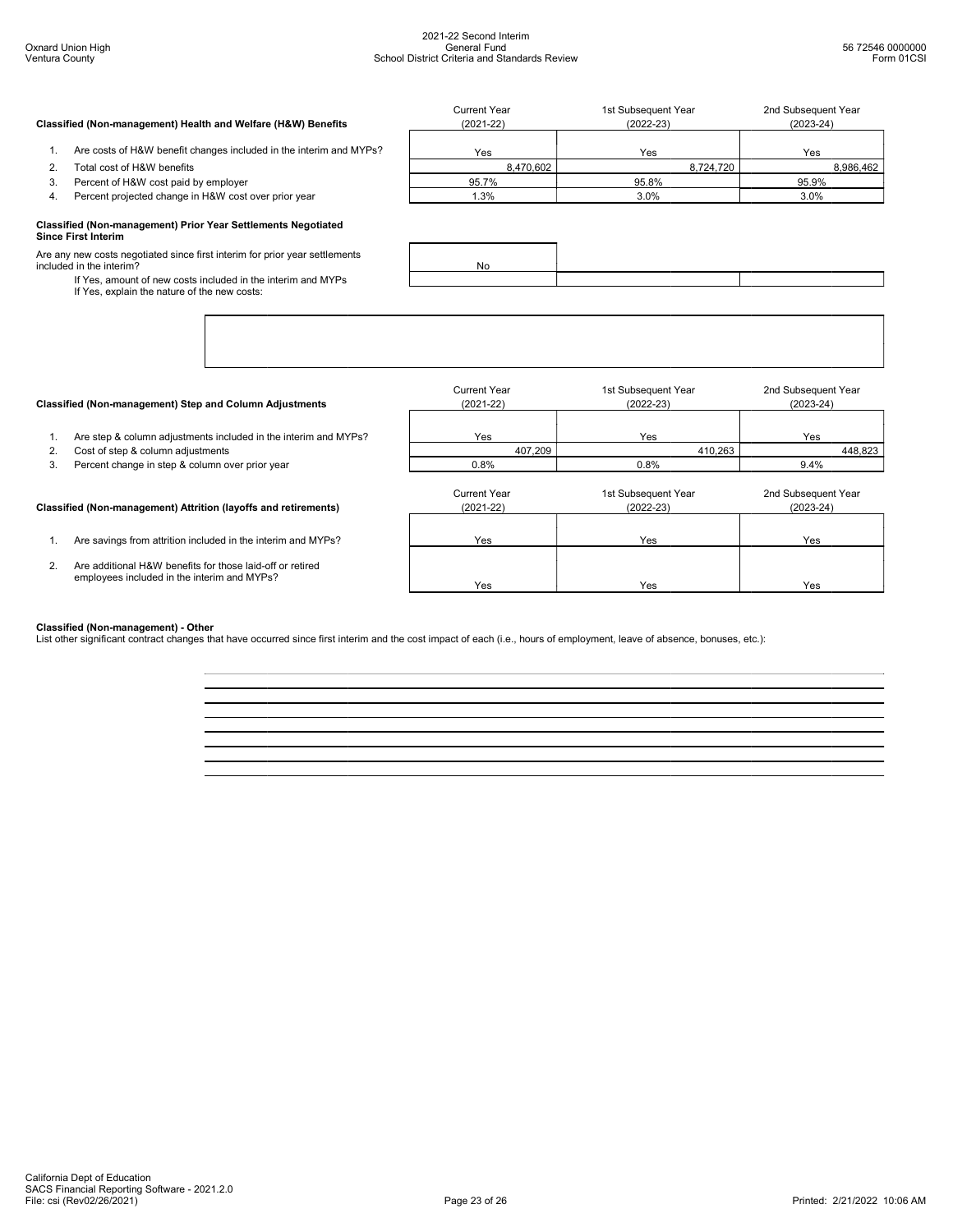## Classified (Non-management) Health and Welfare (H&W) Benefits

| | Current Year (2021-22) | 1st Subsequent Year (2022-23) | 2nd Subsequent Year (2023-24) |
|---|---|---|---|
| 1. Are costs of H&W benefit changes included in the interim and MYPs? | Yes | Yes | Yes |
| 2. Total cost of H&W benefits | 8,470,602 | 8,724,720 | 8,986,462 |
| 3. Percent of H&W cost paid by employer | 95.7% | 95.8% | 95.9% |
| 4. Percent projected change in H&W cost over prior year | 1.3% | 3.0% | 3.0% |

## Classified (Non-management) Prior Year Settlements Negotiated Since First Interim

| | | | |
|---|---|---|---|
| Are any new costs negotiated since first interim for prior year settlements included in the interim? | No | | |
| If Yes, amount of new costs included in the interim and MYPs | | | |

If Yes, explain the nature of the new costs:

## Classified (Non-management) Step and Column Adjustments

| | Current Year (2021-22) | 1st Subsequent Year (2022-23) | 2nd Subsequent Year (2023-24) |
|---|---|---|---|
| 1. Are step & column adjustments included in the interim and MYPs? | Yes | Yes | Yes |
| 2. Cost of step & column adjustments | 407,209 | 410,263 | 448,823 |
| 3. Percent change in step & column over prior year | 0.8% | 0.8% | 9.4% |

## Classified (Non-management) Attrition (layoffs and retirements)

| | Current Year (2021-22) | 1st Subsequent Year (2022-23) | 2nd Subsequent Year (2023-24) |
|---|---|---|---|
| 1. Are savings from attrition included in the interim and MYPs? | Yes | Yes | Yes |
| 2. Are additional H&W benefits for those laid-off or retired employees included in the interim and MYPs? | Yes | Yes | Yes |

## Classified (Non-management) - Other

List other significant contract changes that have occurred since first interim and the cost impact of each (i.e., hours of employment, leave of absence, bonuses, etc.):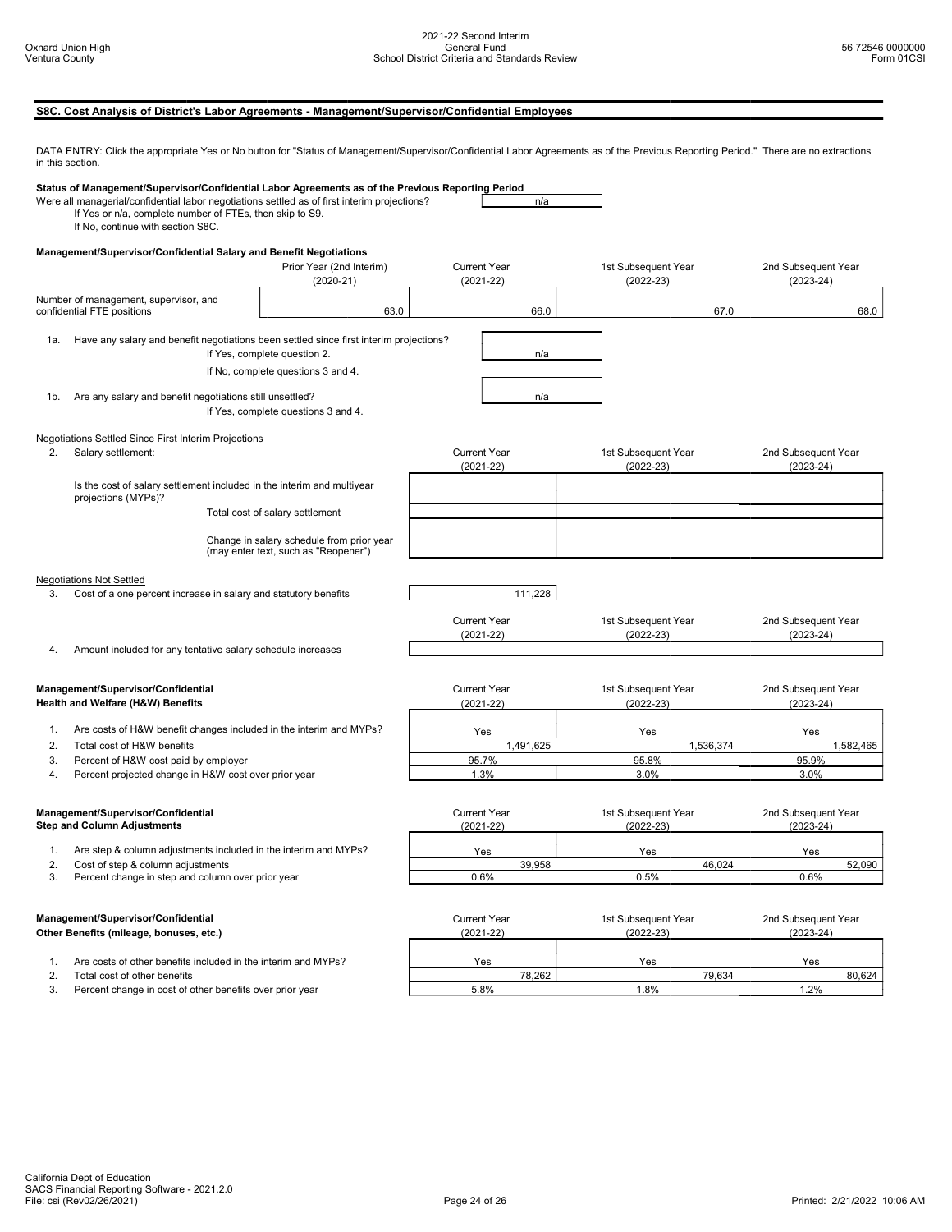## S8C. Cost Analysis of District's Labor Agreements - Management/Supervisor/Confidential Employees

DATA ENTRY: Click the appropriate Yes or No button for "Status of Management/Supervisor/Confidential Labor Agreements as of the Previous Reporting Period." There are no extractions in this section.

**Status of Management/Supervisor/Confidential Labor Agreements as of the Previous Reporting Period**

Were all managerial/confidential labor negotiations settled as of first interim projections? n/a

If Yes or n/a, complete number of FTEs, then skip to S9.
If No, continue with section S8C.

**Management/Supervisor/Confidential Salary and Benefit Negotiations**

| | Prior Year (2nd Interim) (2020-21) | Current Year (2021-22) | 1st Subsequent Year (2022-23) | 2nd Subsequent Year (2023-24) |
|---|---|---|---|---|
| Number of management, supervisor, and confidential FTE positions | 63.0 | 66.0 | 67.0 | 68.0 |

1a. Have any salary and benefit negotiations been settled since first interim projections? n/a
If Yes, complete question 2.
If No, complete questions 3 and 4.

1b. Are any salary and benefit negotiations still unsettled? n/a
If Yes, complete questions 3 and 4.

Negotiations Settled Since First Interim Projections

| 2. Salary settlement: | Current Year (2021-22) | 1st Subsequent Year (2022-23) | 2nd Subsequent Year (2023-24) |
|---|---|---|---|
| Is the cost of salary settlement included in the interim and multiyear projections (MYPs)? | | | |
| Total cost of salary settlement | | | |
| Change in salary schedule from prior year (may enter text, such as "Reopener") | | | |

Negotiations Not Settled

3. Cost of a one percent increase in salary and statutory benefits: 111,228

| | Current Year (2021-22) | 1st Subsequent Year (2022-23) | 2nd Subsequent Year (2023-24) |
|---|---|---|---|
| 4. Amount included for any tentative salary schedule increases | | | |

| Management/Supervisor/Confidential Health and Welfare (H&W) Benefits | Current Year (2021-22) | 1st Subsequent Year (2022-23) | 2nd Subsequent Year (2023-24) |
|---|---|---|---|
| 1. Are costs of H&W benefit changes included in the interim and MYPs? | Yes | Yes | Yes |
| 2. Total cost of H&W benefits | 1,491,625 | 1,536,374 | 1,582,465 |
| 3. Percent of H&W cost paid by employer | 95.7% | 95.8% | 95.9% |
| 4. Percent projected change in H&W cost over prior year | 1.3% | 3.0% | 3.0% |

| Management/Supervisor/Confidential Step and Column Adjustments | Current Year (2021-22) | 1st Subsequent Year (2022-23) | 2nd Subsequent Year (2023-24) |
|---|---|---|---|
| 1. Are step & column adjustments included in the interim and MYPs? | Yes | Yes | Yes |
| 2. Cost of step & column adjustments | 39,958 | 46,024 | 52,090 |
| 3. Percent change in step and column over prior year | 0.6% | 0.5% | 0.6% |

| Management/Supervisor/Confidential Other Benefits (mileage, bonuses, etc.) | Current Year (2021-22) | 1st Subsequent Year (2022-23) | 2nd Subsequent Year (2023-24) |
|---|---|---|---|
| 1. Are costs of other benefits included in the interim and MYPs? | Yes | Yes | Yes |
| 2. Total cost of other benefits | 78,262 | 79,634 | 80,624 |
| 3. Percent change in cost of other benefits over prior year | 5.8% | 1.8% | 1.2% |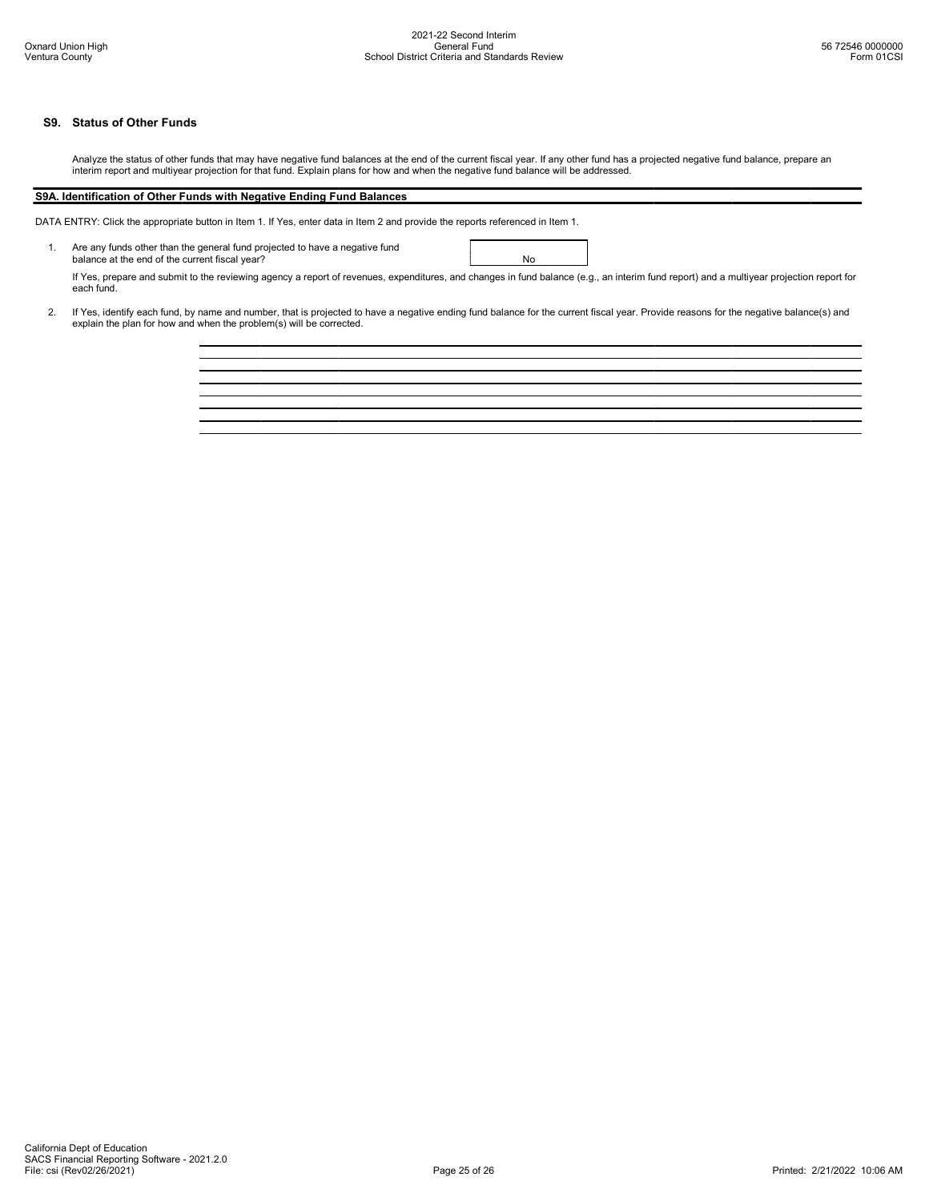## S9. Status of Other Funds

Analyze the status of other funds that may have negative fund balances at the end of the current fiscal year. If any other fund has a projected negative fund balance, prepare an interim report and multiyear projection for that fund. Explain plans for how and when the negative fund balance will be addressed.

### S9A. Identification of Other Funds with Negative Ending Fund Balances

DATA ENTRY: Click the appropriate button in Item 1. If Yes, enter data in Item 2 and provide the reports referenced in Item 1.

1. Are any funds other than the general fund projected to have a negative fund balance at the end of the current fiscal year? **No**

   If Yes, prepare and submit to the reviewing agency a report of revenues, expenditures, and changes in fund balance (e.g., an interim fund report) and a multiyear projection report for each fund.

2. If Yes, identify each fund, by name and number, that is projected to have a negative ending fund balance for the current fiscal year. Provide reasons for the negative balance(s) and explain the plan for how and when the problem(s) will be corrected.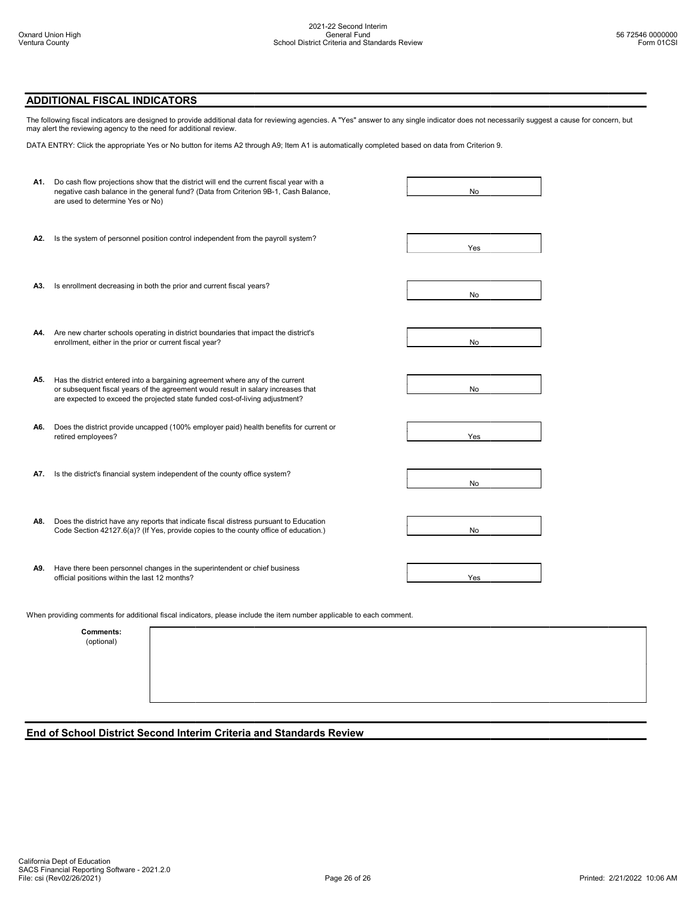## ADDITIONAL FISCAL INDICATORS

The following fiscal indicators are designed to provide additional data for reviewing agencies. A "Yes" answer to any single indicator does not necessarily suggest a cause for concern, but may alert the reviewing agency to the need for additional review.

DATA ENTRY: Click the appropriate Yes or No button for items A2 through A9; Item A1 is automatically completed based on data from Criterion 9.

| | | |
|---|---|---|
| **A1.** | Do cash flow projections show that the district will end the current fiscal year with a negative cash balance in the general fund? (Data from Criterion 9B-1, Cash Balance, are used to determine Yes or No) | No |
| **A2.** | Is the system of personnel position control independent from the payroll system? | Yes |
| **A3.** | Is enrollment decreasing in both the prior and current fiscal years? | No |
| **A4.** | Are new charter schools operating in district boundaries that impact the district's enrollment, either in the prior or current fiscal year? | No |
| **A5.** | Has the district entered into a bargaining agreement where any of the current or subsequent fiscal years of the agreement would result in salary increases that are expected to exceed the projected state funded cost-of-living adjustment? | No |
| **A6.** | Does the district provide uncapped (100% employer paid) health benefits for current or retired employees? | Yes |
| **A7.** | Is the district's financial system independent of the county office system? | No |
| **A8.** | Does the district have any reports that indicate fiscal distress pursuant to Education Code Section 42127.6(a)? (If Yes, provide copies to the county office of education.) | No |
| **A9.** | Have there been personnel changes in the superintendent or chief business official positions within the last 12 months? | Yes |

When providing comments for additional fiscal indicators, please include the item number applicable to each comment.

**Comments:**
(optional)

## End of School District Second Interim Criteria and Standards Review